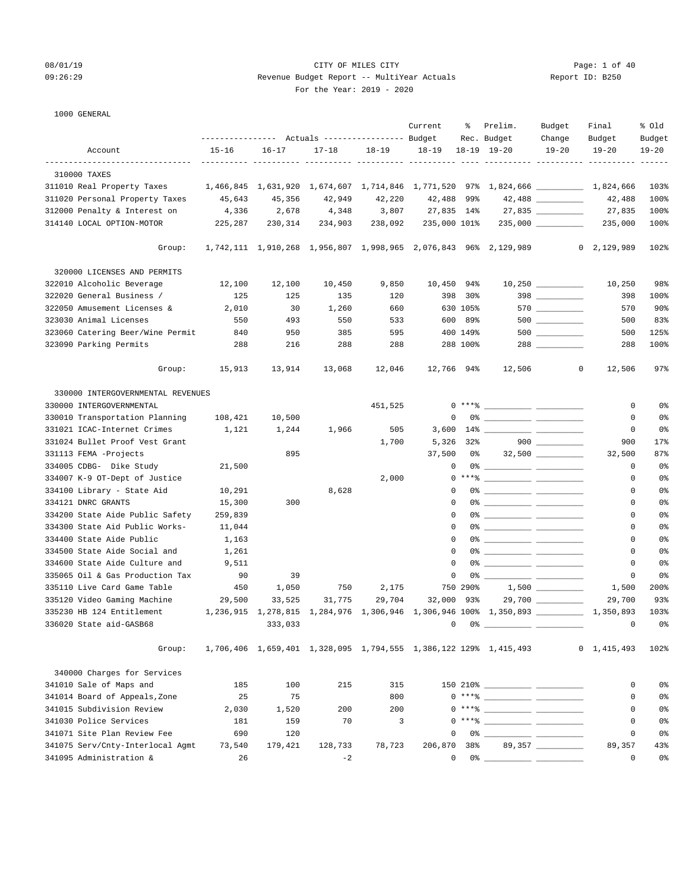CITY OF MILES CITY

Revenue Budget Report -- MultiYear Actuals

For the Year: 2019 - 2020

1000 GENERAL

| Account | Actuals 15-16 | Actuals 16-17 | Actuals 17-18 | Actuals 18-19 | Current Budget 18-19 | % Rec. 18-19 | Prelim. Budget 19-20 | Budget Change 19-20 | Final Budget 19-20 | % Old Budget 19-20 |
|---|---|---|---|---|---|---|---|---|---|---|
| **310000 TAXES** | | | | | | | | | | |
| 311010 Real Property Taxes | 1,466,845 | 1,631,920 | 1,674,607 | 1,714,846 | 1,771,520 | 97% | 1,824,666 | __________ | 1,824,666 | 103% |
| 311020 Personal Property Taxes | 45,643 | 45,356 | 42,949 | 42,220 | 42,488 | 99% | 42,488 | __________ | 42,488 | 100% |
| 312000 Penalty & Interest on | 4,336 | 2,678 | 4,348 | 3,807 | 27,835 | 14% | 27,835 | __________ | 27,835 | 100% |
| 314140 LOCAL OPTION-MOTOR | 225,287 | 230,314 | 234,903 | 238,092 | 235,000 | 101% | 235,000 | __________ | 235,000 | 100% |
| Group: | 1,742,111 | 1,910,268 | 1,956,807 | 1,998,965 | 2,076,843 | 96% | 2,129,989 | 0 | 2,129,989 | 102% |
| **320000 LICENSES AND PERMITS** | | | | | | | | | | |
| 322010 Alcoholic Beverage | 12,100 | 12,100 | 10,450 | 9,850 | 10,450 | 94% | 10,250 | __________ | 10,250 | 98% |
| 322020 General Business / | 125 | 125 | 135 | 120 | 398 | 30% | 398 | __________ | 398 | 100% |
| 322050 Amusement Licenses & | 2,010 | 30 | 1,260 | 660 | 630 | 105% | 570 | __________ | 570 | 90% |
| 323030 Animal Licenses | 550 | 493 | 550 | 533 | 600 | 89% | 500 | __________ | 500 | 83% |
| 323060 Catering Beer/Wine Permit | 840 | 950 | 385 | 595 | 400 | 149% | 500 | __________ | 500 | 125% |
| 323090 Parking Permits | 288 | 216 | 288 | 288 | 288 | 100% | 288 | __________ | 288 | 100% |
| Group: | 15,913 | 13,914 | 13,068 | 12,046 | 12,766 | 94% | 12,506 | 0 | 12,506 | 97% |
| **330000 INTERGOVERNMENTAL REVENUES** | | | | | | | | | | |
| 330000 INTERGOVERNMENTAL | | | | 451,525 | 0 | ***% | __________ | __________ | 0 | 0% |
| 330010 Transportation Planning | 108,421 | 10,500 | | | 0 | 0% | __________ | __________ | 0 | 0% |
| 331021 ICAC-Internet Crimes | 1,121 | 1,244 | 1,966 | 505 | 3,600 | 14% | __________ | __________ | 0 | 0% |
| 331024 Bullet Proof Vest Grant | | | | 1,700 | 5,326 | 32% | 900 | __________ | 900 | 17% |
| 331113 FEMA -Projects | | 895 | | | 37,500 | 0% | 32,500 | __________ | 32,500 | 87% |
| 334005 CDBG- Dike Study | 21,500 | | | | 0 | 0% | __________ | __________ | 0 | 0% |
| 334007 K-9 OT-Dept of Justice | | | | 2,000 | 0 | ***% | __________ | __________ | 0 | 0% |
| 334100 Library - State Aid | 10,291 | | 8,628 | | 0 | 0% | __________ | __________ | 0 | 0% |
| 334121 DNRC GRANTS | 15,300 | 300 | | | 0 | 0% | __________ | __________ | 0 | 0% |
| 334200 State Aide Public Safety | 259,839 | | | | 0 | 0% | __________ | __________ | 0 | 0% |
| 334300 State Aid Public Works- | 11,044 | | | | 0 | 0% | __________ | __________ | 0 | 0% |
| 334400 State Aide Public | 1,163 | | | | 0 | 0% | __________ | __________ | 0 | 0% |
| 334500 State Aide Social and | 1,261 | | | | 0 | 0% | __________ | __________ | 0 | 0% |
| 334600 State Aide Culture and | 9,511 | | | | 0 | 0% | __________ | __________ | 0 | 0% |
| 335065 Oil & Gas Production Tax | 90 | 39 | | | 0 | 0% | __________ | __________ | 0 | 0% |
| 335110 Live Card Game Table | 450 | 1,050 | 750 | 2,175 | 750 | 290% | 1,500 | __________ | 1,500 | 200% |
| 335120 Video Gaming Machine | 29,500 | 33,525 | 31,775 | 29,704 | 32,000 | 93% | 29,700 | __________ | 29,700 | 93% |
| 335230 HB 124 Entitlement | 1,236,915 | 1,278,815 | 1,284,976 | 1,306,946 | 1,306,946 | 100% | 1,350,893 | __________ | 1,350,893 | 103% |
| 336020 State aid-GASB68 | | 333,033 | | | 0 | 0% | __________ | __________ | 0 | 0% |
| Group: | 1,706,406 | 1,659,401 | 1,328,095 | 1,794,555 | 1,386,122 | 129% | 1,415,493 | 0 | 1,415,493 | 102% |
| **340000 Charges for Services** | | | | | | | | | | |
| 341010 Sale of Maps and | 185 | 100 | 215 | 315 | 150 | 210% | __________ | __________ | 0 | 0% |
| 341014 Board of Appeals,Zone | 25 | 75 | | 800 | 0 | ***% | __________ | __________ | 0 | 0% |
| 341015 Subdivision Review | 2,030 | 1,520 | 200 | 200 | 0 | ***% | __________ | __________ | 0 | 0% |
| 341030 Police Services | 181 | 159 | 70 | 3 | 0 | ***% | __________ | __________ | 0 | 0% |
| 341071 Site Plan Review Fee | 690 | 120 | | | 0 | 0% | __________ | __________ | 0 | 0% |
| 341075 Serv/Cnty-Interlocal Agmt | 73,540 | 179,421 | 128,733 | 78,723 | 206,870 | 38% | 89,357 | __________ | 89,357 | 43% |
| 341095 Administration & | 26 | | -2 | | 0 | 0% | __________ | __________ | 0 | 0% |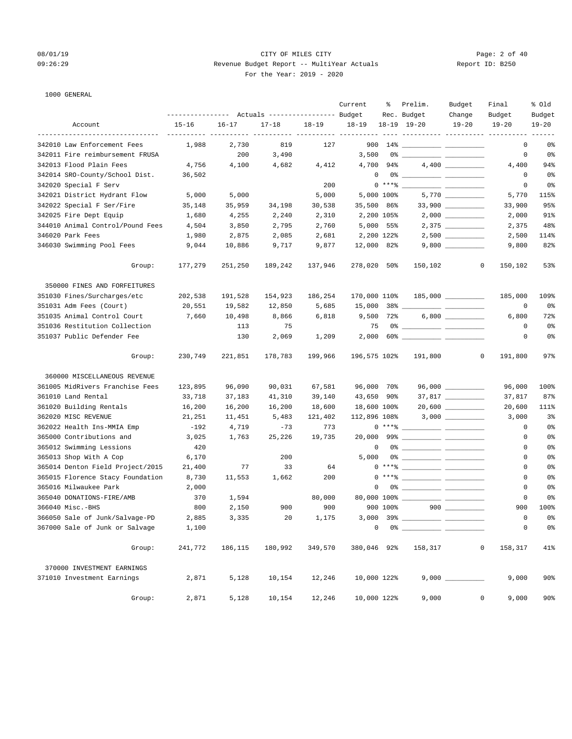08/01/19 CITY OF MILES CITY
09:26:29 Revenue Budget Report -- MultiYear Actuals Report ID: B250
For the Year: 2019 - 2020

1000 GENERAL

| Account | Actuals 15-16 | Actuals 16-17 | Actuals 17-18 | Actuals 18-19 | Current Budget 18-19 | % Rec. 18-19 | Prelim. Budget 19-20 | Budget Change 19-20 | Final Budget 19-20 | % Old Budget 19-20 |
|---|---|---|---|---|---|---|---|---|---|---|
| 342010 Law Enforcement Fees | 1,988 | 2,730 | 819 | 127 | 900 | 14% | | | 0 | 0% |
| 342011 Fire reimbursement FRUSA | | 200 | 3,490 | | 3,500 | 0% | | | 0 | 0% |
| 342013 Flood Plain Fees | 4,756 | 4,100 | 4,682 | 4,412 | 4,700 | 94% | 4,400 | | 4,400 | 94% |
| 342014 SRO-County/School Dist. | 36,502 | | | | 0 | 0% | | | 0 | 0% |
| 342020 Special F Serv | | | | 200 | 0 | ***% | | | 0 | 0% |
| 342021 District Hydrant Flow | 5,000 | 5,000 | | 5,000 | 5,000 | 100% | 5,770 | | 5,770 | 115% |
| 342022 Special F Ser/Fire | 35,148 | 35,959 | 34,198 | 30,538 | 35,500 | 86% | 33,900 | | 33,900 | 95% |
| 342025 Fire Dept Equip | 1,680 | 4,255 | 2,240 | 2,310 | 2,200 | 105% | 2,000 | | 2,000 | 91% |
| 344010 Animal Control/Pound Fees | 4,504 | 3,850 | 2,795 | 2,760 | 5,000 | 55% | 2,375 | | 2,375 | 48% |
| 346020 Park Fees | 1,980 | 2,875 | 2,085 | 2,681 | 2,200 | 122% | 2,500 | | 2,500 | 114% |
| 346030 Swimming Pool Fees | 9,044 | 10,886 | 9,717 | 9,877 | 12,000 | 82% | 9,800 | | 9,800 | 82% |
| Group: | 177,279 | 251,250 | 189,242 | 137,946 | 278,020 | 50% | 150,102 | 0 | 150,102 | 53% |
| **350000 FINES AND FORFEITURES** | | | | | | | | | | |
| 351030 Fines/Surcharges/etc | 202,538 | 191,528 | 154,923 | 186,254 | 170,000 | 110% | 185,000 | | 185,000 | 109% |
| 351031 Adm Fees (Court) | 20,551 | 19,582 | 12,850 | 5,685 | 15,000 | 38% | | | 0 | 0% |
| 351035 Animal Control Court | 7,660 | 10,498 | 8,866 | 6,818 | 9,500 | 72% | 6,800 | | 6,800 | 72% |
| 351036 Restitution Collection | | 113 | 75 | | 75 | 0% | | | 0 | 0% |
| 351037 Public Defender Fee | | 130 | 2,069 | 1,209 | 2,000 | 60% | | | 0 | 0% |
| Group: | 230,749 | 221,851 | 178,783 | 199,966 | 196,575 | 102% | 191,800 | 0 | 191,800 | 97% |
| **360000 MISCELLANEOUS REVENUE** | | | | | | | | | | |
| 361005 MidRivers Franchise Fees | 123,895 | 96,090 | 90,031 | 67,581 | 96,000 | 70% | 96,000 | | 96,000 | 100% |
| 361010 Land Rental | 33,718 | 37,183 | 41,310 | 39,140 | 43,650 | 90% | 37,817 | | 37,817 | 87% |
| 361020 Building Rentals | 16,200 | 16,200 | 16,200 | 18,600 | 18,600 | 100% | 20,600 | | 20,600 | 111% |
| 362020 MISC REVENUE | 21,251 | 11,451 | 5,483 | 121,402 | 112,896 | 108% | 3,000 | | 3,000 | 3% |
| 362022 Health Ins-MMIA Emp | -192 | 4,719 | -73 | 773 | 0 | ***% | | | 0 | 0% |
| 365000 Contributions and | 3,025 | 1,763 | 25,226 | 19,735 | 20,000 | 99% | | | 0 | 0% |
| 365012 Swimming Lessions | 420 | | | | 0 | 0% | | | 0 | 0% |
| 365013 Shop With A Cop | 6,170 | | 200 | | 5,000 | 0% | | | 0 | 0% |
| 365014 Denton Field Project/2015 | 21,400 | 77 | 33 | 64 | 0 | ***% | | | 0 | 0% |
| 365015 Florence Stacy Foundation | 8,730 | 11,553 | 1,662 | 200 | 0 | ***% | | | 0 | 0% |
| 365016 Milwaukee Park | 2,000 | | | | 0 | 0% | | | 0 | 0% |
| 365040 DONATIONS-FIRE/AMB | 370 | 1,594 | | 80,000 | 80,000 | 100% | | | 0 | 0% |
| 366040 Misc.-BHS | 800 | 2,150 | 900 | 900 | 900 | 100% | 900 | | 900 | 100% |
| 366050 Sale of Junk/Salvage-PD | 2,885 | 3,335 | 20 | 1,175 | 3,000 | 39% | | | 0 | 0% |
| 367000 Sale of Junk or Salvage | 1,100 | | | | 0 | 0% | | | 0 | 0% |
| Group: | 241,772 | 186,115 | 180,992 | 349,570 | 380,046 | 92% | 158,317 | 0 | 158,317 | 41% |
| **370000 INVESTMENT EARNINGS** | | | | | | | | | | |
| 371010 Investment Earnings | 2,871 | 5,128 | 10,154 | 12,246 | 10,000 | 122% | 9,000 | | 9,000 | 90% |
| Group: | 2,871 | 5,128 | 10,154 | 12,246 | 10,000 | 122% | 9,000 | 0 | 9,000 | 90% |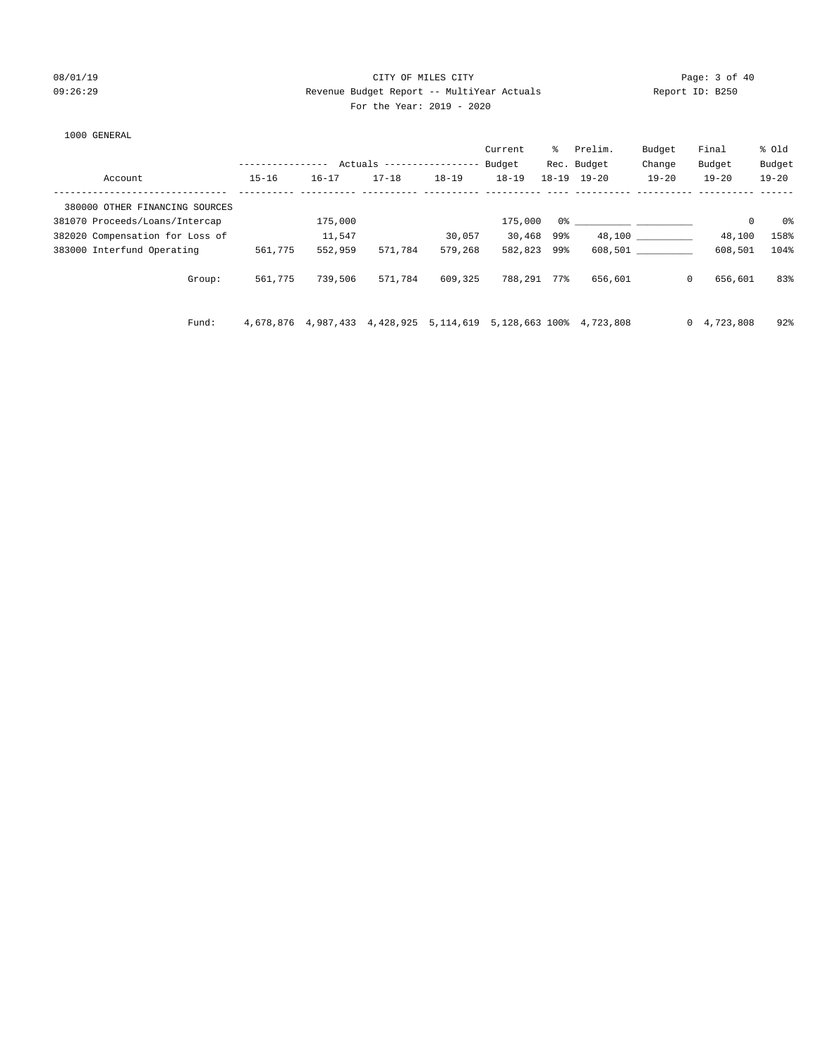CITY OF MILES CITY

Revenue Budget Report -- MultiYear Actuals

For the Year: 2019 - 2020

1000 GENERAL

| Account | Actuals 15-16 | Actuals 16-17 | Actuals 17-18 | Actuals 18-19 | Current Budget 18-19 | % Rec. 18-19 | Prelim. Budget 19-20 | Budget Change 19-20 | Final Budget 19-20 | % Old Budget 19-20 |
|---|---|---|---|---|---|---|---|---|---|---|
| 380000 OTHER FINANCING SOURCES | | | | | | | | | | |
| 381070 Proceeds/Loans/Intercap | | 175,000 | | | 175,000 | 0% | __________ | __________ | 0 | 0% |
| 382020 Compensation for Loss of | | 11,547 | | 30,057 | 30,468 | 99% | 48,100 | __________ | 48,100 | 158% |
| 383000 Interfund Operating | 561,775 | 552,959 | 571,784 | 579,268 | 582,823 | 99% | 608,501 | __________ | 608,501 | 104% |
| Group: | 561,775 | 739,506 | 571,784 | 609,325 | 788,291 | 77% | 656,601 | 0 | 656,601 | 83% |
| Fund: | 4,678,876 | 4,987,433 | 4,428,925 | 5,114,619 | 5,128,663 | 100% | 4,723,808 | 0 | 4,723,808 | 92% |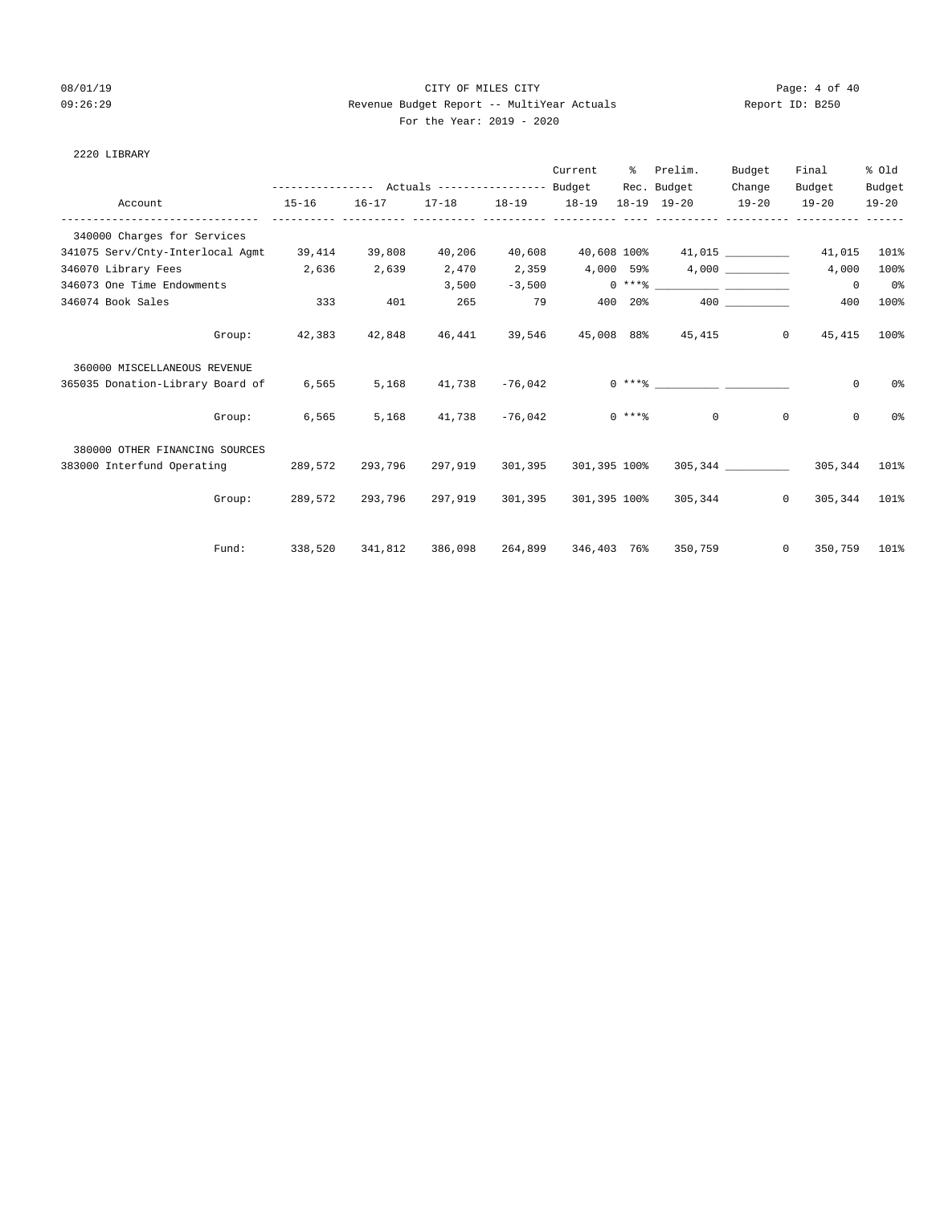CITY OF MILES CITY

Revenue Budget Report -- MultiYear Actuals

For the Year: 2019 - 2020

2220 LIBRARY

| Account | Actuals 15-16 | Actuals 16-17 | Actuals 17-18 | Actuals 18-19 | Current Budget 18-19 | % Rec. 18-19 | Prelim. Budget 19-20 | Budget Change 19-20 | Final Budget 19-20 | % Old Budget 19-20 |
|---|---|---|---|---|---|---|---|---|---|---|
| 340000 Charges for Services | | | | | | | | | | |
| 341075 Serv/Cnty-Interlocal Agmt | 39,414 | 39,808 | 40,206 | 40,608 | 40,608 | 100% | 41,015 | __________ | 41,015 | 101% |
| 346070 Library Fees | 2,636 | 2,639 | 2,470 | 2,359 | 4,000 | 59% | 4,000 | __________ | 4,000 | 100% |
| 346073 One Time Endowments | | | 3,500 | -3,500 | 0 | ***% | __________ | __________ | 0 | 0% |
| 346074 Book Sales | 333 | 401 | 265 | 79 | 400 | 20% | 400 | __________ | 400 | 100% |
| Group: | 42,383 | 42,848 | 46,441 | 39,546 | 45,008 | 88% | 45,415 | 0 | 45,415 | 100% |
| 360000 MISCELLANEOUS REVENUE | | | | | | | | | | |
| 365035 Donation-Library Board of | 6,565 | 5,168 | 41,738 | -76,042 | 0 | ***% | __________ | __________ | 0 | 0% |
| Group: | 6,565 | 5,168 | 41,738 | -76,042 | 0 | ***% | 0 | 0 | 0 | 0% |
| 380000 OTHER FINANCING SOURCES | | | | | | | | | | |
| 383000 Interfund Operating | 289,572 | 293,796 | 297,919 | 301,395 | 301,395 | 100% | 305,344 | __________ | 305,344 | 101% |
| Group: | 289,572 | 293,796 | 297,919 | 301,395 | 301,395 | 100% | 305,344 | 0 | 305,344 | 101% |
| Fund: | 338,520 | 341,812 | 386,098 | 264,899 | 346,403 | 76% | 350,759 | 0 | 350,759 | 101% |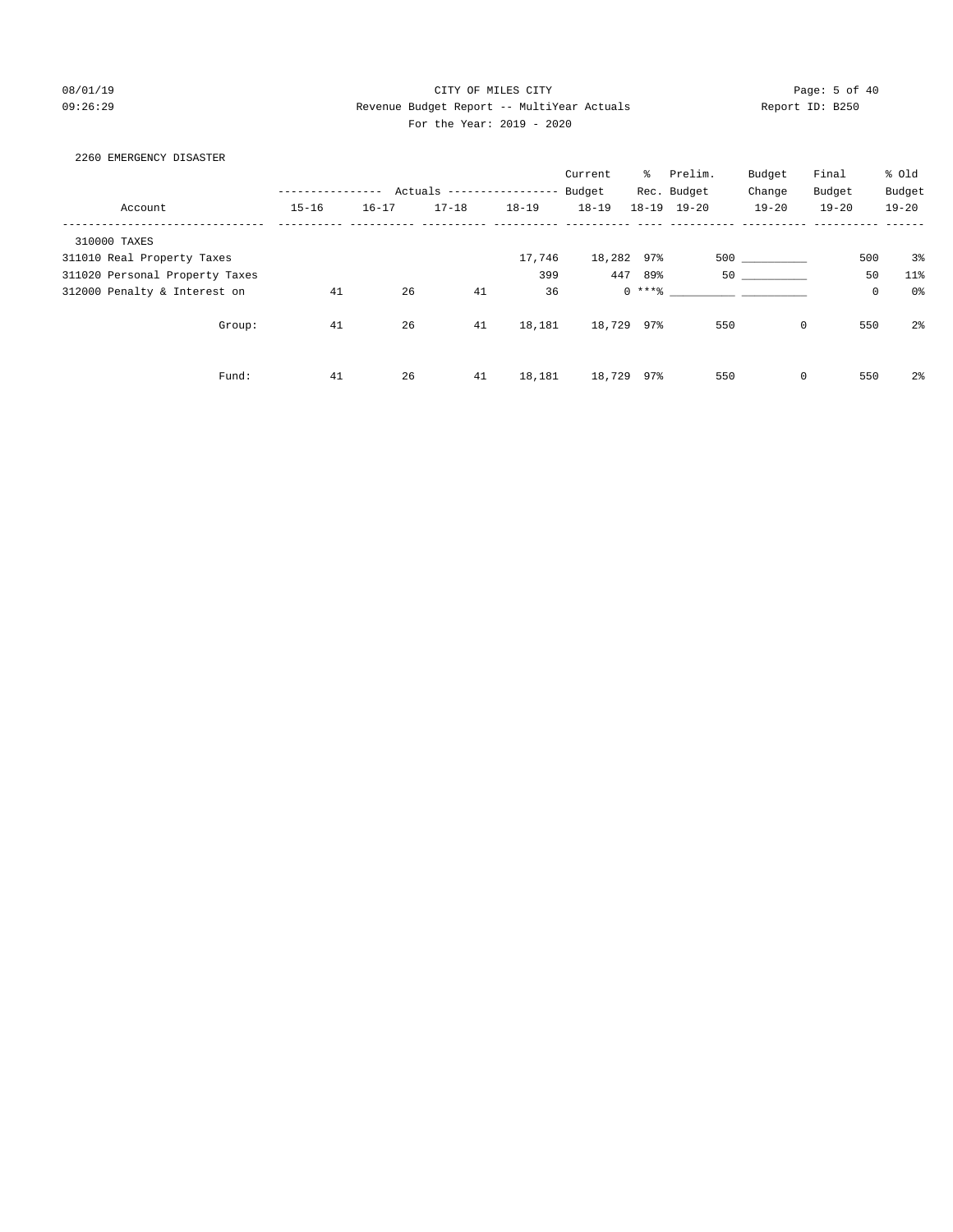CITY OF MILES CITY

Revenue Budget Report -- MultiYear Actuals

For the Year: 2019 - 2020

08/01/19 09:26:29 Report ID: B250

## 2260 EMERGENCY DISASTER

| Account | Actuals 15-16 | Actuals 16-17 | Actuals 17-18 | Actuals 18-19 | Current Budget 18-19 | % Rec. 18-19 | Prelim. Budget 19-20 | Budget Change 19-20 | Final Budget 19-20 | % Old Budget 19-20 |
|---|---|---|---|---|---|---|---|---|---|---|
| 310000 TAXES | | | | | | | | | | |
| 311010 Real Property Taxes | | | | 17,746 | 18,282 | 97% | 500 | __________ | 500 | 3% |
| 311020 Personal Property Taxes | | | | 399 | 447 | 89% | 50 | __________ | 50 | 11% |
| 312000 Penalty & Interest on | 41 | 26 | 41 | 36 | 0 | ***% | __________ | __________ | 0 | 0% |
| Group: | 41 | 26 | 41 | 18,181 | 18,729 | 97% | 550 | 0 | 550 | 2% |
| Fund: | 41 | 26 | 41 | 18,181 | 18,729 | 97% | 550 | 0 | 550 | 2% |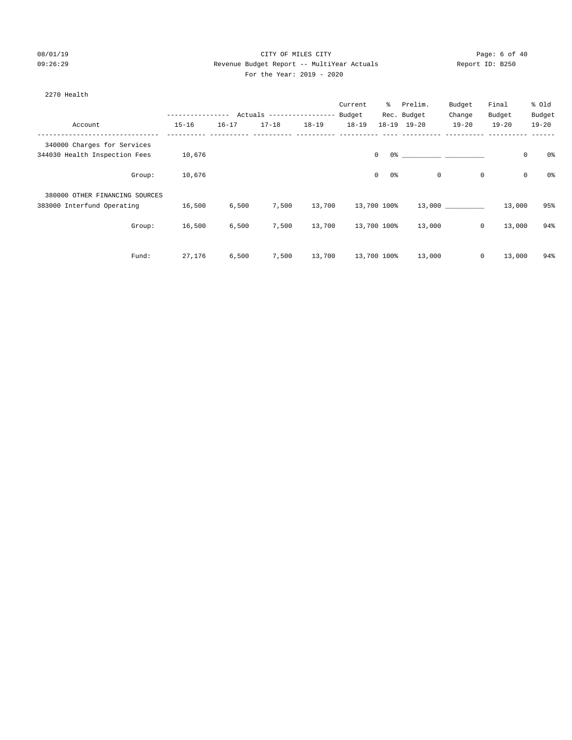CITY OF MILES CITY

Revenue Budget Report -- MultiYear Actuals

For the Year: 2019 - 2020

2270 Health

| Account | Actuals 15-16 | Actuals 16-17 | Actuals 17-18 | Actuals 18-19 | Current Budget 18-19 | % Rec. 18-19 | Prelim. Budget 19-20 | Budget Change 19-20 | Final Budget 19-20 | % Old Budget 19-20 |
|---|---|---|---|---|---|---|---|---|---|---|
| 340000 Charges for Services | | | | | | | | | | |
| 344030 Health Inspection Fees | 10,676 | | | | 0 | 0% | __________ | __________ | 0 | 0% |
| Group: | 10,676 | | | | 0 | 0% | 0 | 0 | 0 | 0% |
| 380000 OTHER FINANCING SOURCES | | | | | | | | | | |
| 383000 Interfund Operating | 16,500 | 6,500 | 7,500 | 13,700 | 13,700 | 100% | 13,000 | __________ | 13,000 | 95% |
| Group: | 16,500 | 6,500 | 7,500 | 13,700 | 13,700 | 100% | 13,000 | 0 | 13,000 | 94% |
| Fund: | 27,176 | 6,500 | 7,500 | 13,700 | 13,700 | 100% | 13,000 | 0 | 13,000 | 94% |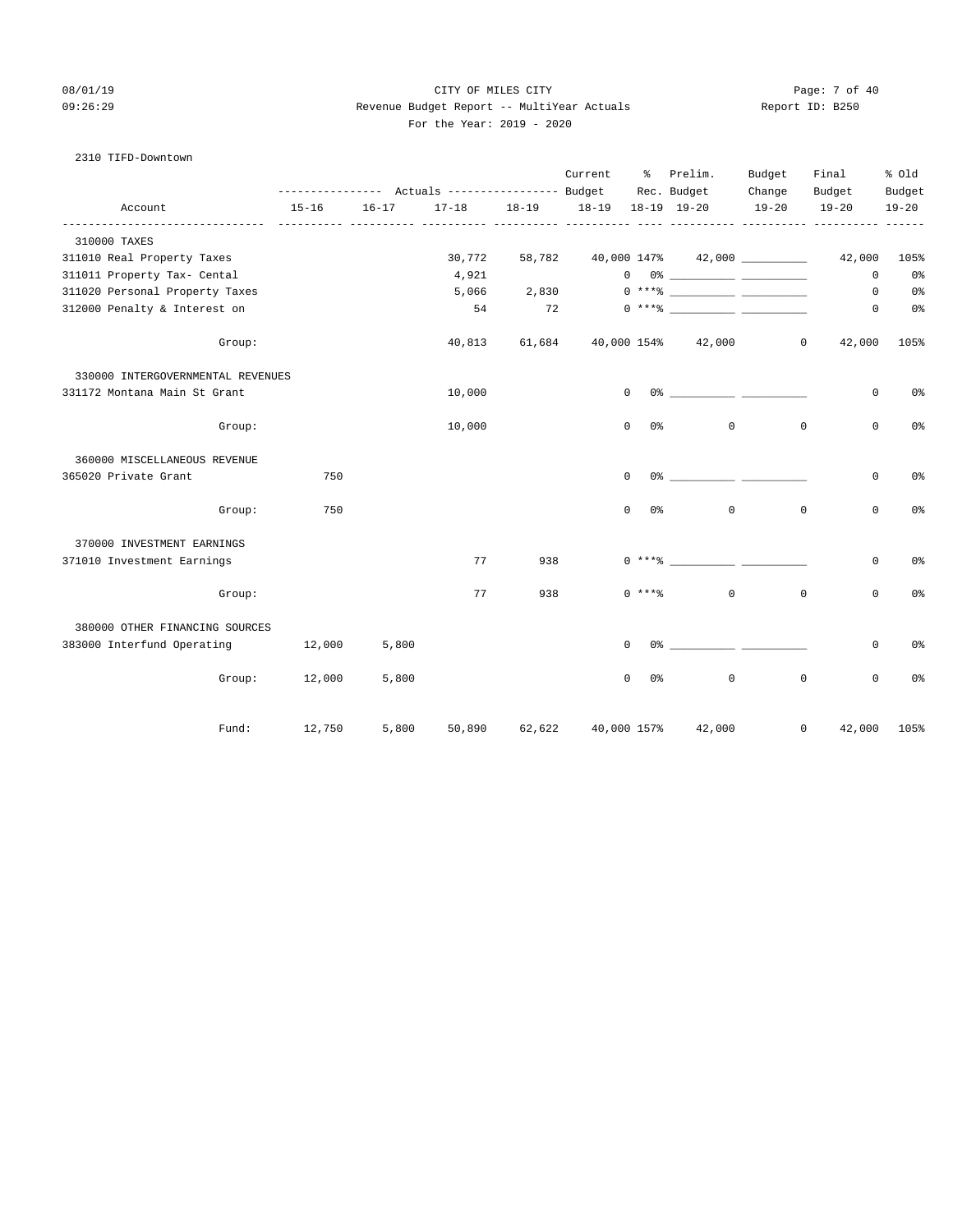CITY OF MILES CITY

Revenue Budget Report -- MultiYear Actuals

For the Year: 2019 - 2020

08/01/19 09:26:29 Report ID: B250

2310 TIFD-Downtown

| Account | Actuals 15-16 | Actuals 16-17 | Actuals 17-18 | Actuals 18-19 | Current Budget 18-19 | % Rec. 18-19 | Prelim. Budget 19-20 | Budget Change 19-20 | Final Budget 19-20 | % Old Budget 19-20 |
|---|---|---|---|---|---|---|---|---|---|---|
| 310000 TAXES | | | | | | | | | | |
| 311010 Real Property Taxes | | | 30,772 | 58,782 | 40,000 | 147% | 42,000 | __________ | 42,000 | 105% |
| 311011 Property Tax- Cental | | | 4,921 | | 0 | 0% | __________ | __________ | 0 | 0% |
| 311020 Personal Property Taxes | | | 5,066 | 2,830 | 0 | ***% | __________ | __________ | 0 | 0% |
| 312000 Penalty & Interest on | | | 54 | 72 | 0 | ***% | __________ | __________ | 0 | 0% |
| Group: | | | 40,813 | 61,684 | 40,000 | 154% | 42,000 | 0 | 42,000 | 105% |
| 330000 INTERGOVERNMENTAL REVENUES | | | | | | | | | | |
| 331172 Montana Main St Grant | | | 10,000 | | 0 | 0% | __________ | __________ | 0 | 0% |
| Group: | | | 10,000 | | 0 | 0% | 0 | 0 | 0 | 0% |
| 360000 MISCELLANEOUS REVENUE | | | | | | | | | | |
| 365020 Private Grant | 750 | | | | 0 | 0% | __________ | __________ | 0 | 0% |
| Group: | 750 | | | | 0 | 0% | 0 | 0 | 0 | 0% |
| 370000 INVESTMENT EARNINGS | | | | | | | | | | |
| 371010 Investment Earnings | | | 77 | 938 | 0 | ***% | __________ | __________ | 0 | 0% |
| Group: | | | 77 | 938 | 0 | ***% | 0 | 0 | 0 | 0% |
| 380000 OTHER FINANCING SOURCES | | | | | | | | | | |
| 383000 Interfund Operating | 12,000 | 5,800 | | | 0 | 0% | __________ | __________ | 0 | 0% |
| Group: | 12,000 | 5,800 | | | 0 | 0% | 0 | 0 | 0 | 0% |
| Fund: | 12,750 | 5,800 | 50,890 | 62,622 | 40,000 | 157% | 42,000 | 0 | 42,000 | 105% |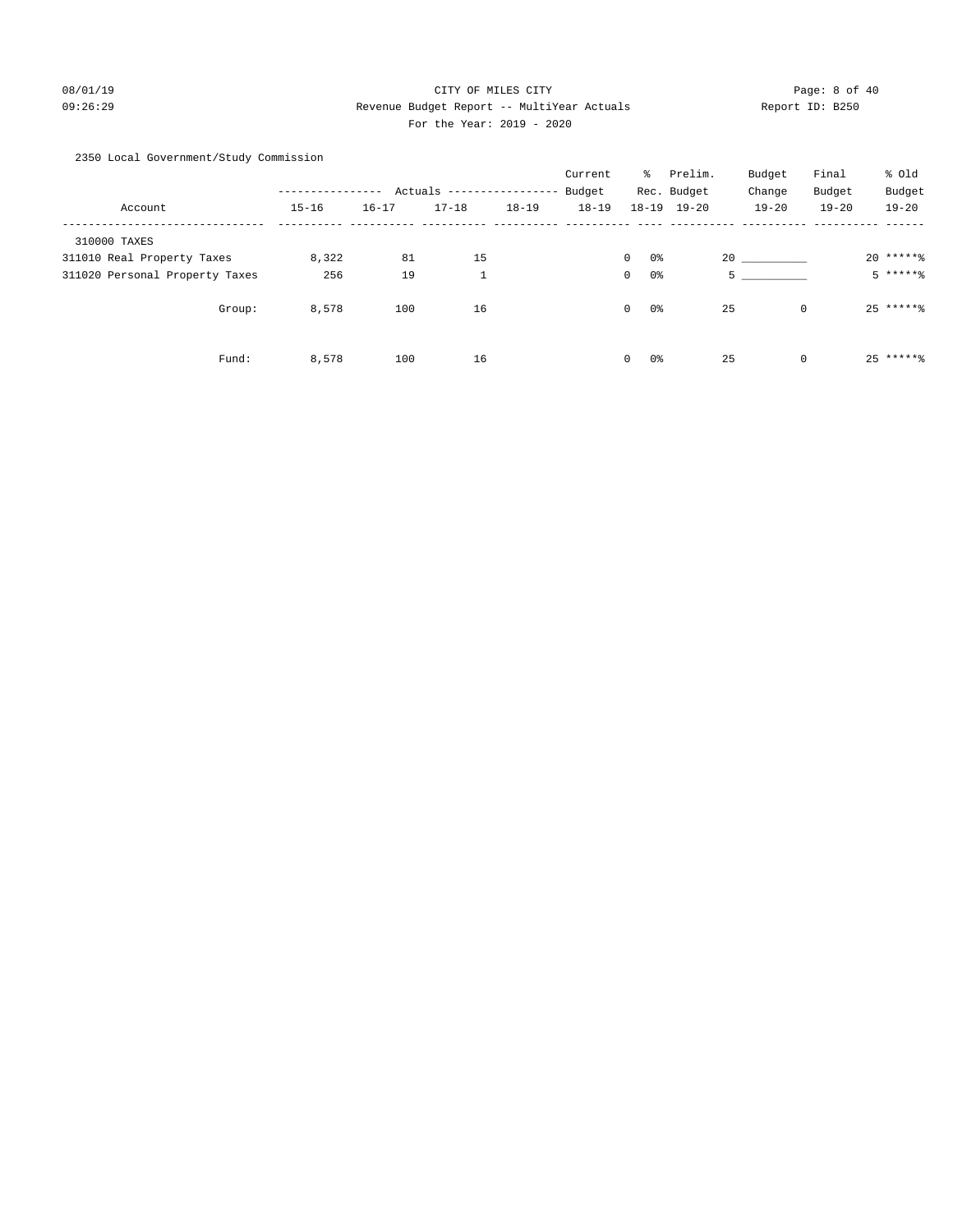CITY OF MILES CITY
Revenue Budget Report -- MultiYear Actuals
For the Year: 2019 - 2020

08/01/19
09:26:29

Report ID: B250

2350 Local Government/Study Commission

| Account | Actuals 15-16 | Actuals 16-17 | Actuals 17-18 | Actuals 18-19 | Current Budget 18-19 | % Rec. 18-19 | Prelim. Budget 19-20 | Budget Change 19-20 | Final Budget 19-20 | % Old Budget 19-20 |
|---|---|---|---|---|---|---|---|---|---|---|
| 310000 TAXES | | | | | | | | | | |
| 311010 Real Property Taxes | 8,322 | 81 | 15 | | 0 | 0% | 20 | __________ | 20 | *****% |
| 311020 Personal Property Taxes | 256 | 19 | 1 | | 0 | 0% | 5 | __________ | 5 | *****% |
| Group: | 8,578 | 100 | 16 | | 0 | 0% | 25 | 0 | 25 | *****% |
| Fund: | 8,578 | 100 | 16 | | 0 | 0% | 25 | 0 | 25 | *****% |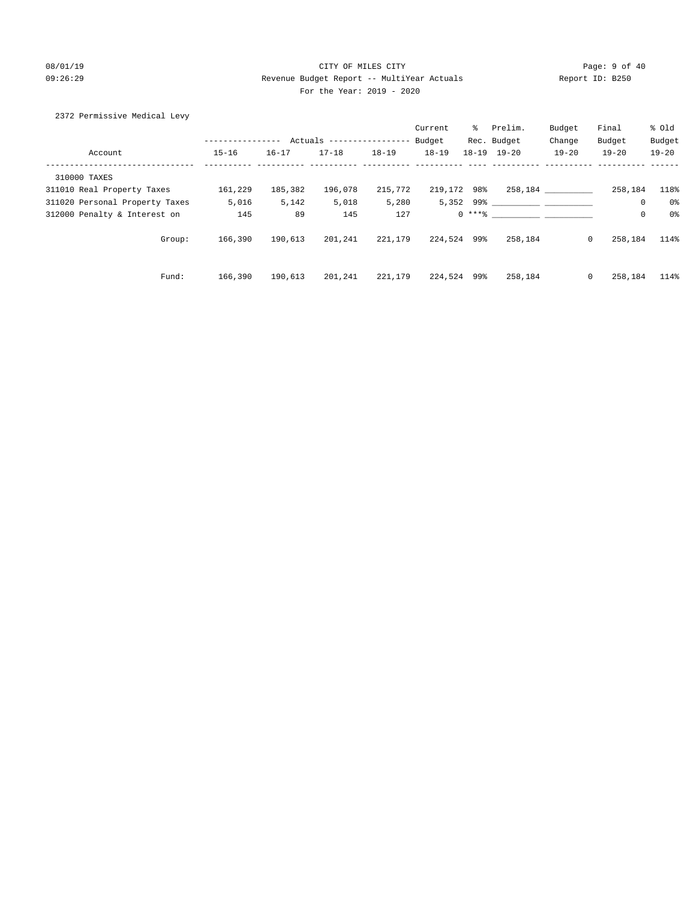CITY OF MILES CITY

Revenue Budget Report -- MultiYear Actuals

For the Year: 2019 - 2020

08/01/19 09:26:29 — Report ID: B250

2372 Permissive Medical Levy

| Account | Actuals 15-16 | Actuals 16-17 | Actuals 17-18 | Actuals 18-19 | Current Budget 18-19 | % Rec. 18-19 | Prelim. Budget 19-20 | Budget Change 19-20 | Final Budget 19-20 | % Old Budget 19-20 |
|---|---|---|---|---|---|---|---|---|---|---|
| 310000 TAXES | | | | | | | | | | |
| 311010 Real Property Taxes | 161,229 | 185,382 | 196,078 | 215,772 | 219,172 | 98% | 258,184 | __________ | 258,184 | 118% |
| 311020 Personal Property Taxes | 5,016 | 5,142 | 5,018 | 5,280 | 5,352 | 99% | __________ | __________ | 0 | 0% |
| 312000 Penalty & Interest on | 145 | 89 | 145 | 127 | 0 | ***% | __________ | __________ | 0 | 0% |
| Group: | 166,390 | 190,613 | 201,241 | 221,179 | 224,524 | 99% | 258,184 | 0 | 258,184 | 114% |
| Fund: | 166,390 | 190,613 | 201,241 | 221,179 | 224,524 | 99% | 258,184 | 0 | 258,184 | 114% |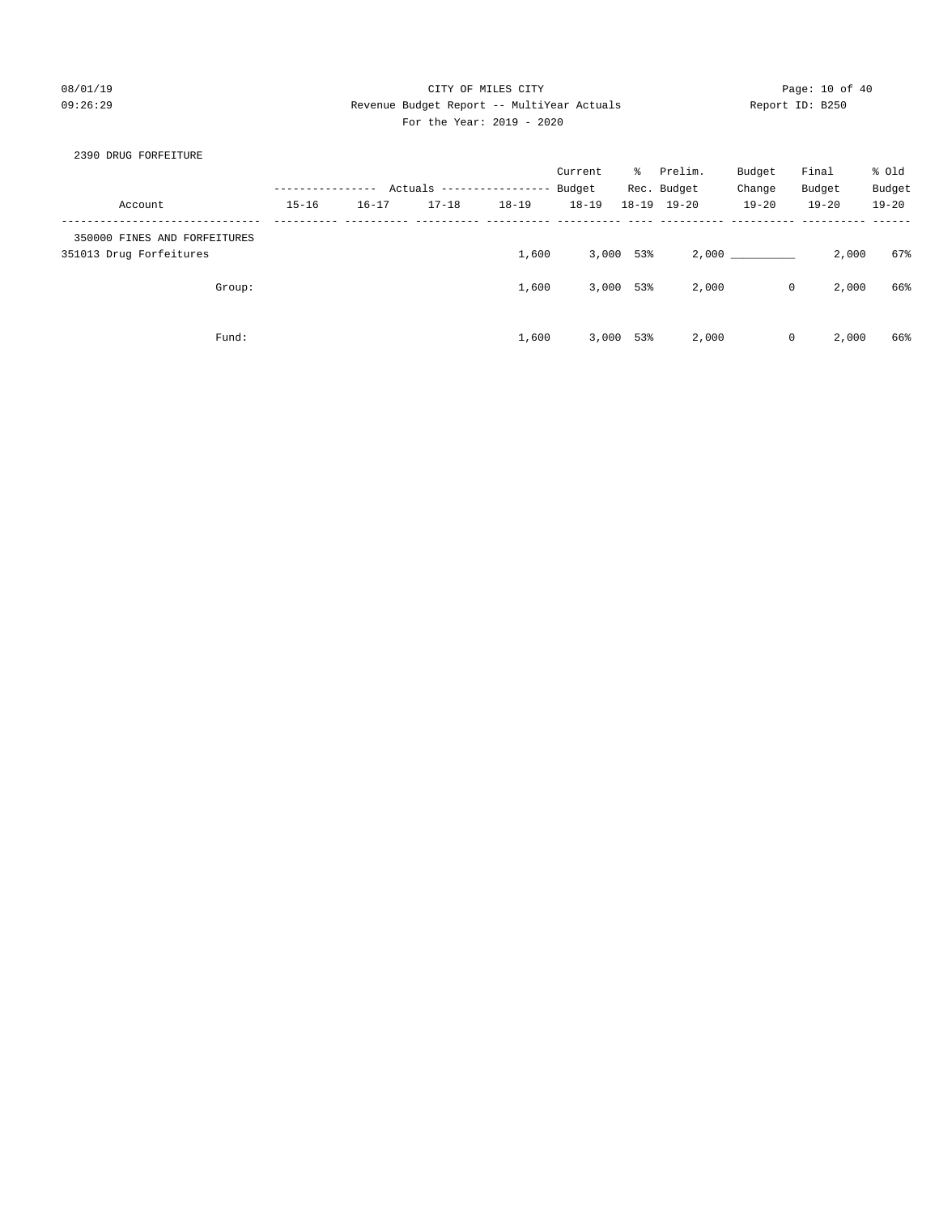CITY OF MILES CITY
Revenue Budget Report -- MultiYear Actuals
For the Year: 2019 - 2020

08/01/19
09:26:29

Report ID: B250

2390 DRUG FORFEITURE

| Account | Actuals 15-16 | Actuals 16-17 | Actuals 17-18 | Actuals 18-19 | Current Budget 18-19 | % Rec. 18-19 | Prelim. Budget 19-20 | Budget Change 19-20 | Final Budget 19-20 | % Old Budget 19-20 |
|---|---|---|---|---|---|---|---|---|---|---|
| 350000 FINES AND FORFEITURES | | | | | | | | | | |
| 351013 Drug Forfeitures | | | | 1,600 | 3,000 | 53% | 2,000 | __________ | 2,000 | 67% |
| Group: | | | | 1,600 | 3,000 | 53% | 2,000 | 0 | 2,000 | 66% |
| Fund: | | | | 1,600 | 3,000 | 53% | 2,000 | 0 | 2,000 | 66% |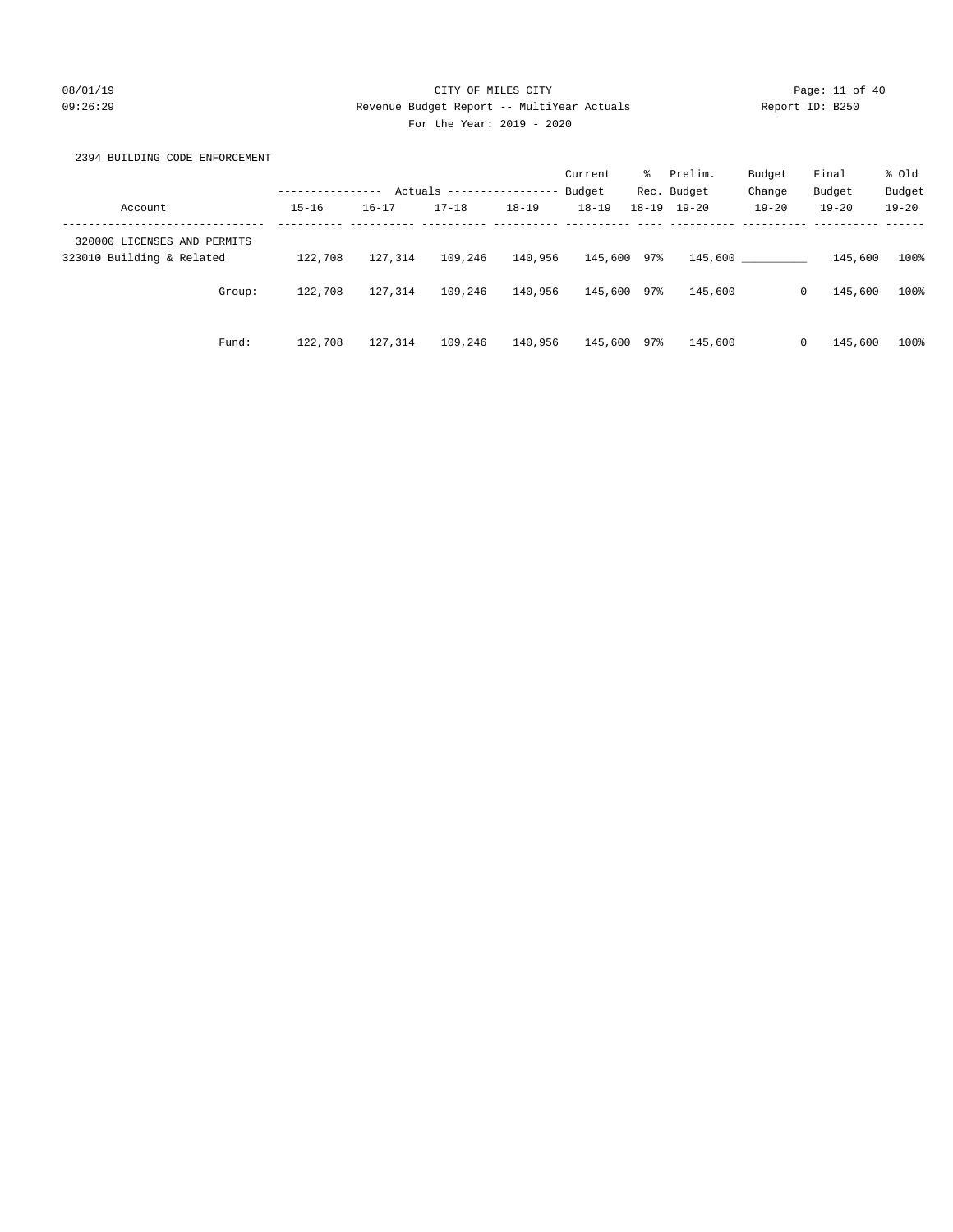CITY OF MILES CITY

Revenue Budget Report -- MultiYear Actuals

For the Year: 2019 - 2020

2394 BUILDING CODE ENFORCEMENT

| Account | Actuals 15-16 | Actuals 16-17 | Actuals 17-18 | Actuals 18-19 | Current Budget 18-19 | % Rec. 18-19 | Prelim. Budget 19-20 | Budget Change 19-20 | Final Budget 19-20 | % Old Budget 19-20 |
|---|---|---|---|---|---|---|---|---|---|---|
| 320000 LICENSES AND PERMITS | | | | | | | | | | |
| 323010 Building & Related | 122,708 | 127,314 | 109,246 | 140,956 | 145,600 | 97% | 145,600 | __________ | 145,600 | 100% |
| Group: | 122,708 | 127,314 | 109,246 | 140,956 | 145,600 | 97% | 145,600 | 0 | 145,600 | 100% |
| Fund: | 122,708 | 127,314 | 109,246 | 140,956 | 145,600 | 97% | 145,600 | 0 | 145,600 | 100% |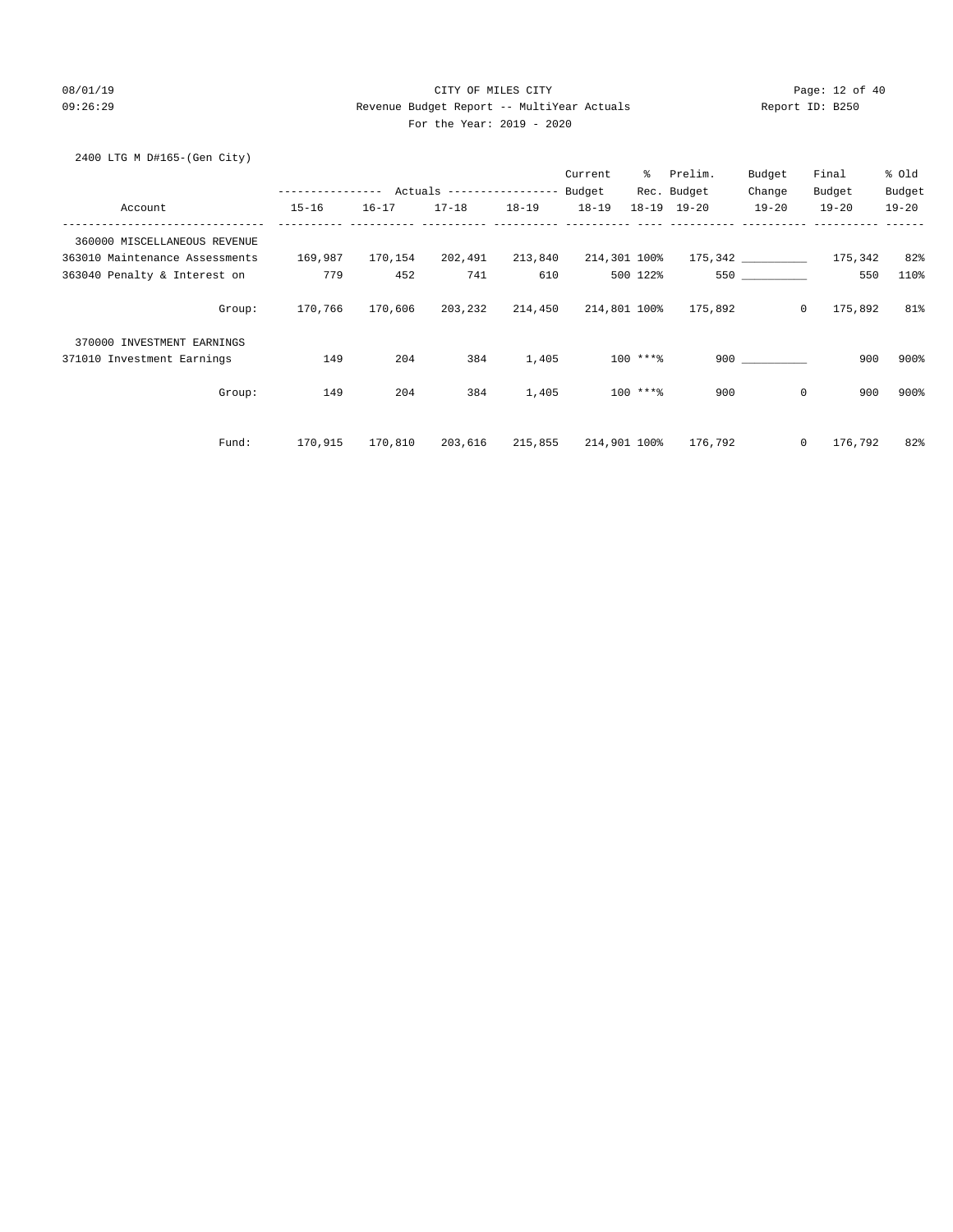CITY OF MILES CITY
Revenue Budget Report -- MultiYear Actuals
For the Year: 2019 - 2020

08/01/19 09:26:29 — Report ID: B250

2400 LTG M D#165-(Gen City)

| Account | Actuals 15-16 | Actuals 16-17 | Actuals 17-18 | Actuals 18-19 | Current Budget 18-19 | % Rec. 18-19 | Prelim. Budget 19-20 | Budget Change 19-20 | Final Budget 19-20 | % Old Budget 19-20 |
|---|---|---|---|---|---|---|---|---|---|---|
| 360000 MISCELLANEOUS REVENUE | | | | | | | | | | |
| 363010 Maintenance Assessments | 169,987 | 170,154 | 202,491 | 213,840 | 214,301 | 100% | 175,342 | __________ | 175,342 | 82% |
| 363040 Penalty & Interest on | 779 | 452 | 741 | 610 | 500 | 122% | 550 | __________ | 550 | 110% |
| Group: | 170,766 | 170,606 | 203,232 | 214,450 | 214,801 | 100% | 175,892 | 0 | 175,892 | 81% |
| 370000 INVESTMENT EARNINGS | | | | | | | | | | |
| 371010 Investment Earnings | 149 | 204 | 384 | 1,405 | 100 | ***% | 900 | __________ | 900 | 900% |
| Group: | 149 | 204 | 384 | 1,405 | 100 | ***% | 900 | 0 | 900 | 900% |
| Fund: | 170,915 | 170,810 | 203,616 | 215,855 | 214,901 | 100% | 176,792 | 0 | 176,792 | 82% |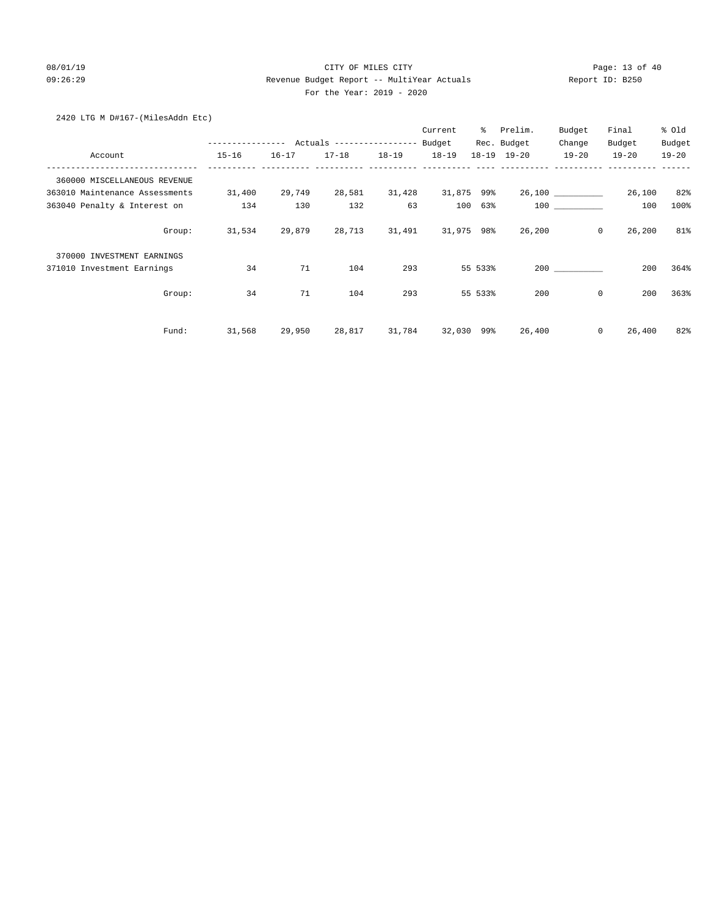CITY OF MILES CITY
Revenue Budget Report -- MultiYear Actuals
For the Year: 2019 - 2020

2420 LTG M D#167-(MilesAddn Etc)

| Account | Actuals 15-16 | Actuals 16-17 | Actuals 17-18 | Actuals 18-19 | Current Budget 18-19 | % Rec. 18-19 | Prelim. Budget 19-20 | Budget Change 19-20 | Final Budget 19-20 | % Old Budget 19-20 |
|---|---|---|---|---|---|---|---|---|---|---|
| 360000 MISCELLANEOUS REVENUE | | | | | | | | | | |
| 363010 Maintenance Assessments | 31,400 | 29,749 | 28,581 | 31,428 | 31,875 | 99% | 26,100 | __________ | 26,100 | 82% |
| 363040 Penalty & Interest on | 134 | 130 | 132 | 63 | 100 | 63% | 100 | __________ | 100 | 100% |
| Group: | 31,534 | 29,879 | 28,713 | 31,491 | 31,975 | 98% | 26,200 | 0 | 26,200 | 81% |
| 370000 INVESTMENT EARNINGS | | | | | | | | | | |
| 371010 Investment Earnings | 34 | 71 | 104 | 293 | 55 | 533% | 200 | __________ | 200 | 364% |
| Group: | 34 | 71 | 104 | 293 | 55 | 533% | 200 | 0 | 200 | 363% |
| Fund: | 31,568 | 29,950 | 28,817 | 31,784 | 32,030 | 99% | 26,400 | 0 | 26,400 | 82% |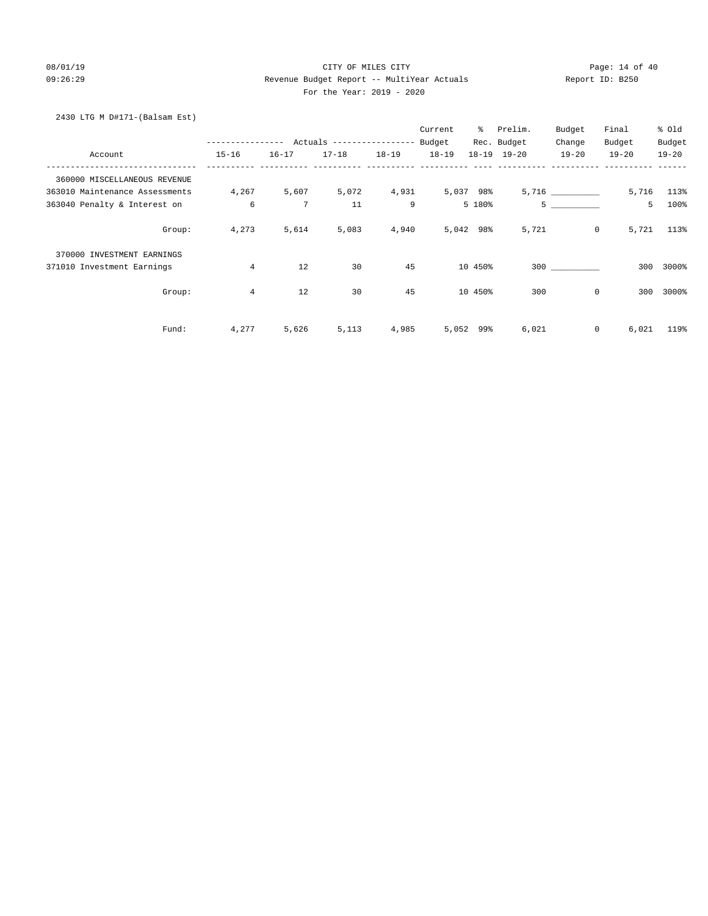2430 LTG M D#171-(Balsam Est)

| Account | Actuals 15-16 | Actuals 16-17 | Actuals 17-18 | Actuals 18-19 | Current Budget 18-19 | % Rec. 18-19 | Prelim. Budget 19-20 | Budget Change 19-20 | Final Budget 19-20 | % Old Budget 19-20 |
|---|---|---|---|---|---|---|---|---|---|---|
| 360000 MISCELLANEOUS REVENUE | | | | | | | | | | |
| 363010 Maintenance Assessments | 4,267 | 5,607 | 5,072 | 4,931 | 5,037 | 98% | 5,716 | __________ | 5,716 | 113% |
| 363040 Penalty & Interest on | 6 | 7 | 11 | 9 | 5 | 180% | 5 | __________ | 5 | 100% |
| Group: | 4,273 | 5,614 | 5,083 | 4,940 | 5,042 | 98% | 5,721 | 0 | 5,721 | 113% |
| 370000 INVESTMENT EARNINGS | | | | | | | | | | |
| 371010 Investment Earnings | 4 | 12 | 30 | 45 | 10 | 450% | 300 | __________ | 300 | 3000% |
| Group: | 4 | 12 | 30 | 45 | 10 | 450% | 300 | 0 | 300 | 3000% |
| Fund: | 4,277 | 5,626 | 5,113 | 4,985 | 5,052 | 99% | 6,021 | 0 | 6,021 | 119% |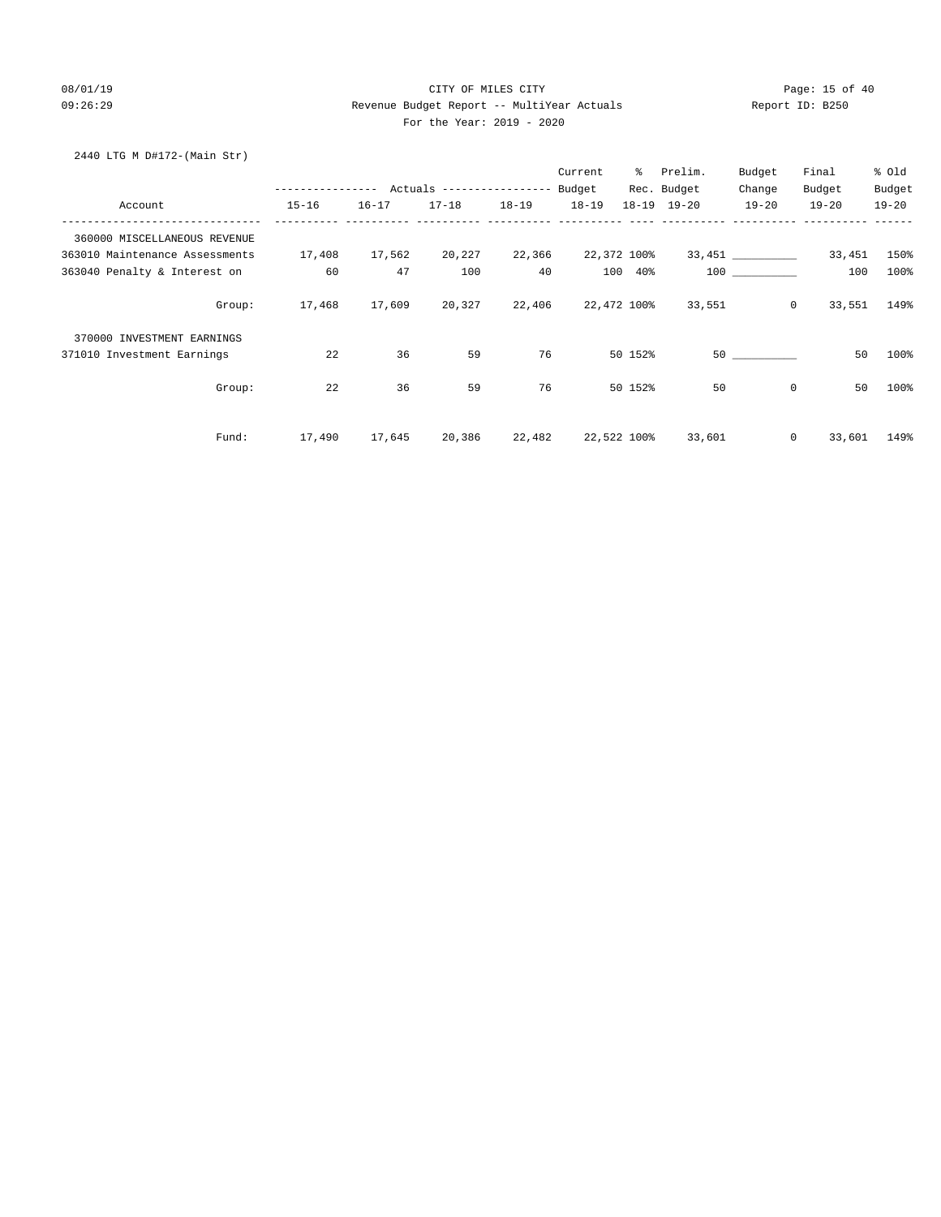CITY OF MILES CITY

Revenue Budget Report -- MultiYear Actuals

For the Year: 2019 - 2020

08/01/19 09:26:29 Report ID: B250

2440 LTG M D#172-(Main Str)

| Account | Actuals 15-16 | Actuals 16-17 | Actuals 17-18 | Actuals 18-19 | Current Budget 18-19 | % Rec. 18-19 | Prelim. Budget 19-20 | Budget Change 19-20 | Final Budget 19-20 | % Old Budget 19-20 |
|---|---|---|---|---|---|---|---|---|---|---|
| 360000 MISCELLANEOUS REVENUE | | | | | | | | | | |
| 363010 Maintenance Assessments | 17,408 | 17,562 | 20,227 | 22,366 | 22,372 | 100% | 33,451 | __________ | 33,451 | 150% |
| 363040 Penalty & Interest on | 60 | 47 | 100 | 40 | 100 | 40% | 100 | __________ | 100 | 100% |
| Group: | 17,468 | 17,609 | 20,327 | 22,406 | 22,472 | 100% | 33,551 | 0 | 33,551 | 149% |
| 370000 INVESTMENT EARNINGS | | | | | | | | | | |
| 371010 Investment Earnings | 22 | 36 | 59 | 76 | 50 | 152% | 50 | __________ | 50 | 100% |
| Group: | 22 | 36 | 59 | 76 | 50 | 152% | 50 | 0 | 50 | 100% |
| Fund: | 17,490 | 17,645 | 20,386 | 22,482 | 22,522 | 100% | 33,601 | 0 | 33,601 | 149% |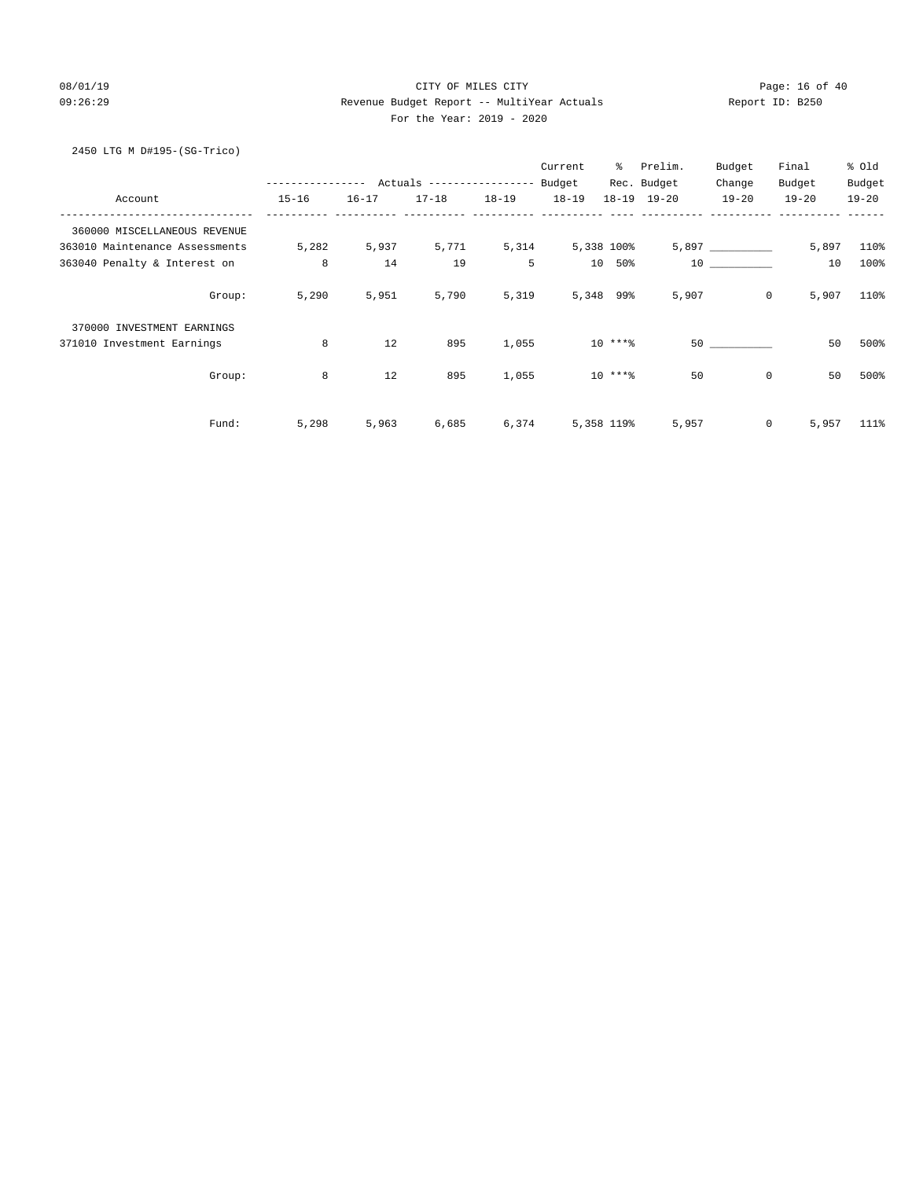CITY OF MILES CITY

Revenue Budget Report -- MultiYear Actuals

For the Year: 2019 - 2020

2450 LTG M D#195-(SG-Trico)

| Account | Actuals 15-16 | Actuals 16-17 | Actuals 17-18 | Actuals 18-19 | Current Budget 18-19 | % Rec. 18-19 | Prelim. Budget 19-20 | Budget Change 19-20 | Final Budget 19-20 | % Old Budget 19-20 |
|---|---|---|---|---|---|---|---|---|---|---|
| 360000 MISCELLANEOUS REVENUE | | | | | | | | | | |
| 363010 Maintenance Assessments | 5,282 | 5,937 | 5,771 | 5,314 | 5,338 | 100% | 5,897 | __________ | 5,897 | 110% |
| 363040 Penalty & Interest on | 8 | 14 | 19 | 5 | 10 | 50% | 10 | __________ | 10 | 100% |
| Group: | 5,290 | 5,951 | 5,790 | 5,319 | 5,348 | 99% | 5,907 | 0 | 5,907 | 110% |
| 370000 INVESTMENT EARNINGS | | | | | | | | | | |
| 371010 Investment Earnings | 8 | 12 | 895 | 1,055 | 10 | ***% | 50 | __________ | 50 | 500% |
| Group: | 8 | 12 | 895 | 1,055 | 10 | ***% | 50 | 0 | 50 | 500% |
| Fund: | 5,298 | 5,963 | 6,685 | 6,374 | 5,358 | 119% | 5,957 | 0 | 5,957 | 111% |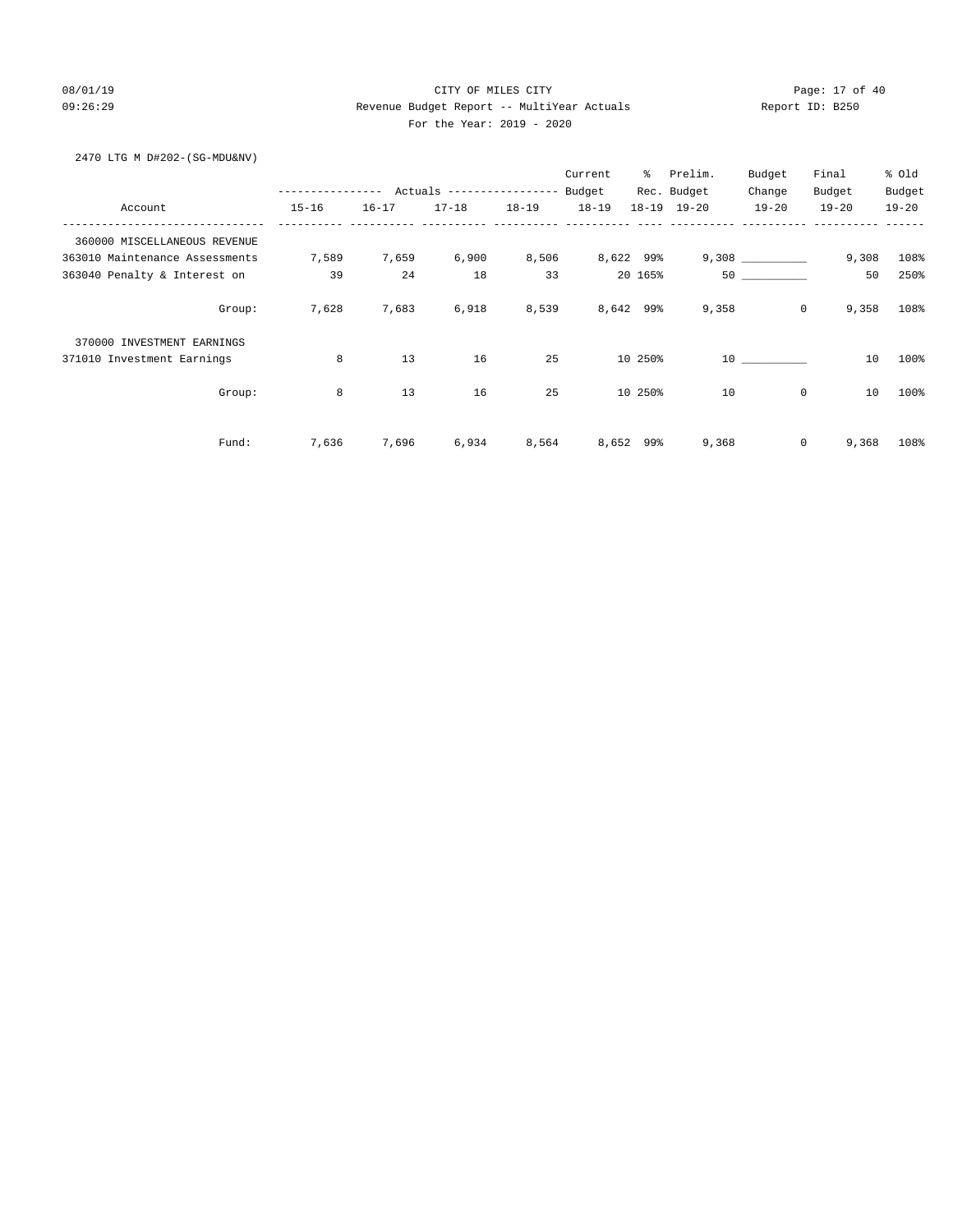CITY OF MILES CITY

Revenue Budget Report -- MultiYear Actuals

For the Year: 2019 - 2020

2470 LTG M D#202-(SG-MDU&NV)

| Account | Actuals 15-16 | Actuals 16-17 | Actuals 17-18 | Actuals 18-19 | Current Budget 18-19 | % Rec. 18-19 | Prelim. Budget 19-20 | Budget Change 19-20 | Final Budget 19-20 | % Old Budget 19-20 |
|---|---|---|---|---|---|---|---|---|---|---|
| 360000 MISCELLANEOUS REVENUE | | | | | | | | | | |
| 363010 Maintenance Assessments | 7,589 | 7,659 | 6,900 | 8,506 | 8,622 | 99% | 9,308 | __________ | 9,308 | 108% |
| 363040 Penalty & Interest on | 39 | 24 | 18 | 33 | 20 | 165% | 50 | __________ | 50 | 250% |
| Group: | 7,628 | 7,683 | 6,918 | 8,539 | 8,642 | 99% | 9,358 | 0 | 9,358 | 108% |
| 370000 INVESTMENT EARNINGS | | | | | | | | | | |
| 371010 Investment Earnings | 8 | 13 | 16 | 25 | 10 | 250% | 10 | __________ | 10 | 100% |
| Group: | 8 | 13 | 16 | 25 | 10 | 250% | 10 | 0 | 10 | 100% |
| Fund: | 7,636 | 7,696 | 6,934 | 8,564 | 8,652 | 99% | 9,368 | 0 | 9,368 | 108% |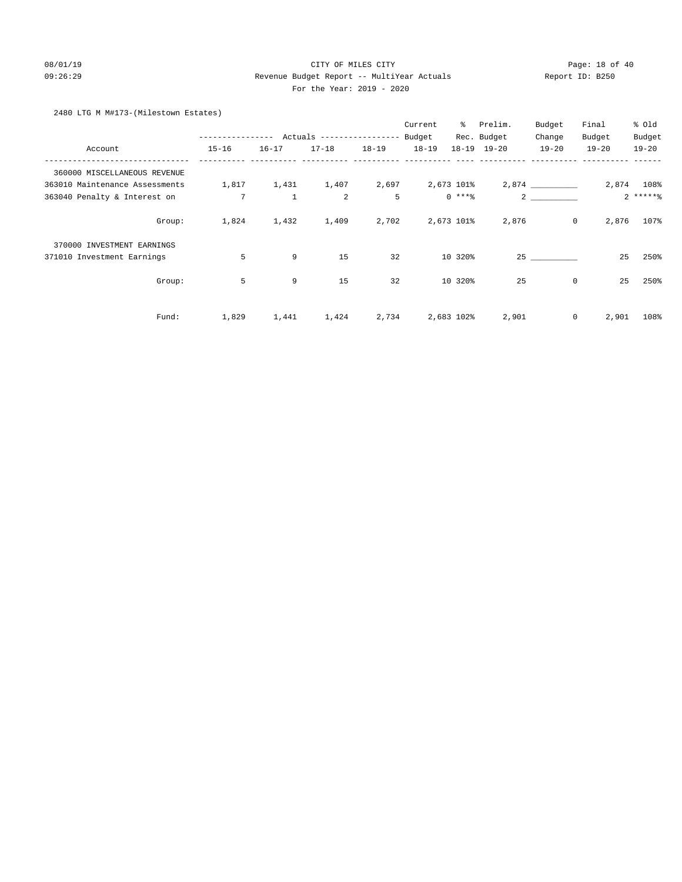CITY OF MILES CITY

Revenue Budget Report -- MultiYear Actuals

Report ID: B250

For the Year: 2019 - 2020

08/01/19 09:26:29

2480 LTG M M#173-(Milestown Estates)

| Account | Actuals 15-16 | Actuals 16-17 | Actuals 17-18 | Actuals 18-19 | Current Budget 18-19 | % Rec. 18-19 | Prelim. Budget 19-20 | Budget Change 19-20 | Final Budget 19-20 | % Old Budget 19-20 |
|---|---|---|---|---|---|---|---|---|---|---|
| 360000 MISCELLANEOUS REVENUE | | | | | | | | | | |
| 363010 Maintenance Assessments | 1,817 | 1,431 | 1,407 | 2,697 | 2,673 | 101% | 2,874 | __________ | 2,874 | 108% |
| 363040 Penalty & Interest on | 7 | 1 | 2 | 5 | 0 | ***% | 2 | __________ | 2 | *****% |
| Group: | 1,824 | 1,432 | 1,409 | 2,702 | 2,673 | 101% | 2,876 | 0 | 2,876 | 107% |
| 370000 INVESTMENT EARNINGS | | | | | | | | | | |
| 371010 Investment Earnings | 5 | 9 | 15 | 32 | 10 | 320% | 25 | __________ | 25 | 250% |
| Group: | 5 | 9 | 15 | 32 | 10 | 320% | 25 | 0 | 25 | 250% |
| Fund: | 1,829 | 1,441 | 1,424 | 2,734 | 2,683 | 102% | 2,901 | 0 | 2,901 | 108% |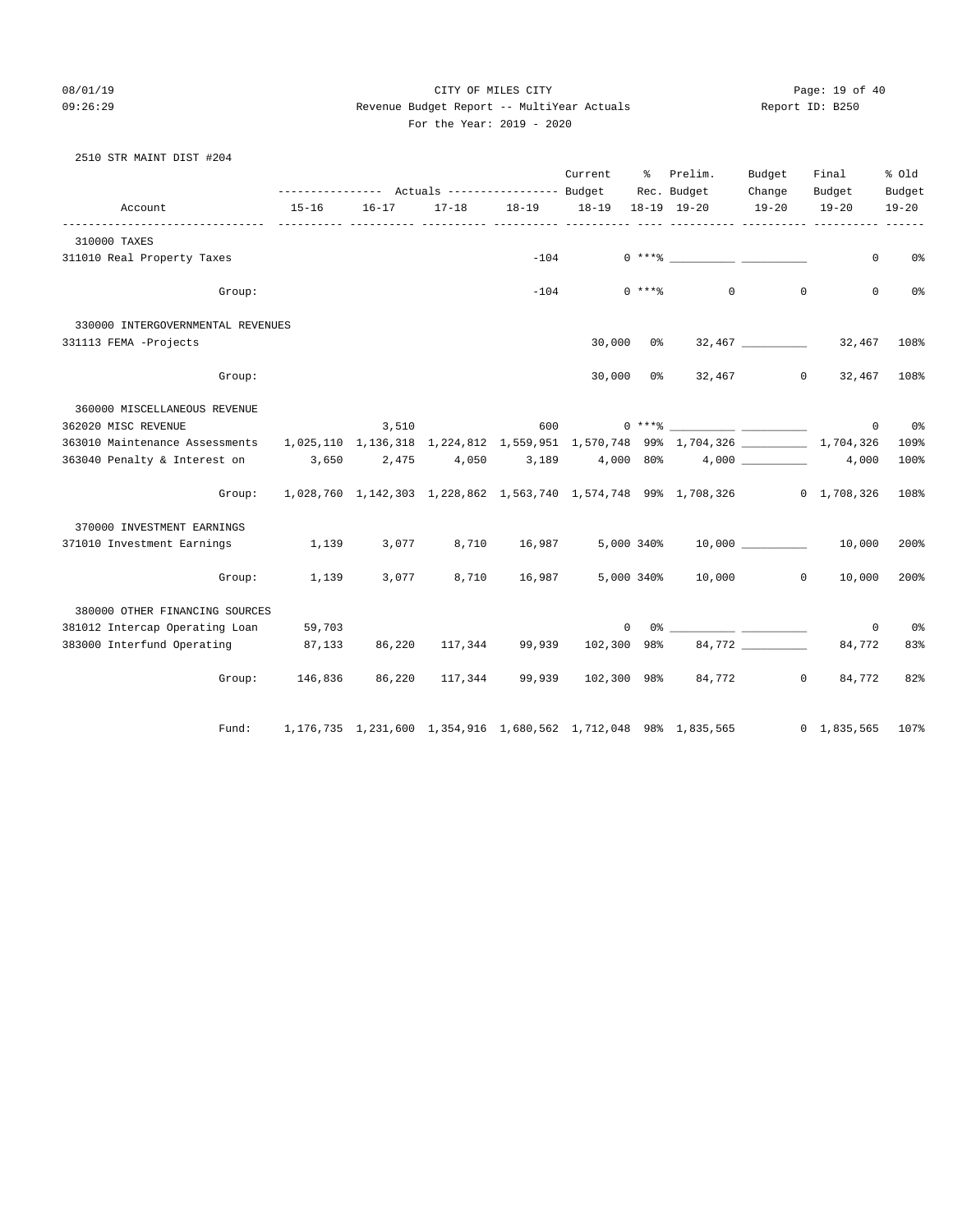CITY OF MILES CITY

Revenue Budget Report -- MultiYear Actuals

For the Year: 2019 - 2020

08/01/19 09:26:29 Report ID: B250

2510 STR MAINT DIST #204

| Account | Actuals 15-16 | Actuals 16-17 | Actuals 17-18 | Actuals 18-19 | Current Budget 18-19 | % Rec. 18-19 | Prelim. Budget 19-20 | Budget Change 19-20 | Final Budget 19-20 | % Old Budget 19-20 |
|---|---|---|---|---|---|---|---|---|---|---|
| **310000 TAXES** | | | | | | | | | | |
| 311010 Real Property Taxes | | | | -104 | 0 | *** % | ___________ | ___________ | 0 | 0% |
| Group: | | | | -104 | 0 | *** % | 0 | 0 | 0 | 0% |
| **330000 INTERGOVERNMENTAL REVENUES** | | | | | | | | | | |
| 331113 FEMA -Projects | | | | | 30,000 | 0% | 32,467 | ___________ | 32,467 | 108% |
| Group: | | | | | 30,000 | 0% | 32,467 | 0 | 32,467 | 108% |
| **360000 MISCELLANEOUS REVENUE** | | | | | | | | | | |
| 362020 MISC REVENUE | | 3,510 | | 600 | 0 | *** % | ___________ | ___________ | 0 | 0% |
| 363010 Maintenance Assessments | 1,025,110 | 1,136,318 | 1,224,812 | 1,559,951 | 1,570,748 | 99% | 1,704,326 | ___________ | 1,704,326 | 109% |
| 363040 Penalty & Interest on | 3,650 | 2,475 | 4,050 | 3,189 | 4,000 | 80% | 4,000 | ___________ | 4,000 | 100% |
| Group: | 1,028,760 | 1,142,303 | 1,228,862 | 1,563,740 | 1,574,748 | 99% | 1,708,326 | 0 | 1,708,326 | 108% |
| **370000 INVESTMENT EARNINGS** | | | | | | | | | | |
| 371010 Investment Earnings | 1,139 | 3,077 | 8,710 | 16,987 | 5,000 | 340% | 10,000 | ___________ | 10,000 | 200% |
| Group: | 1,139 | 3,077 | 8,710 | 16,987 | 5,000 | 340% | 10,000 | 0 | 10,000 | 200% |
| **380000 OTHER FINANCING SOURCES** | | | | | | | | | | |
| 381012 Intercap Operating Loan | 59,703 | | | | 0 | 0% | ___________ | ___________ | 0 | 0% |
| 383000 Interfund Operating | 87,133 | 86,220 | 117,344 | 99,939 | 102,300 | 98% | 84,772 | ___________ | 84,772 | 83% |
| Group: | 146,836 | 86,220 | 117,344 | 99,939 | 102,300 | 98% | 84,772 | 0 | 84,772 | 82% |
| Fund: | 1,176,735 | 1,231,600 | 1,354,916 | 1,680,562 | 1,712,048 | 98% | 1,835,565 | 0 | 1,835,565 | 107% |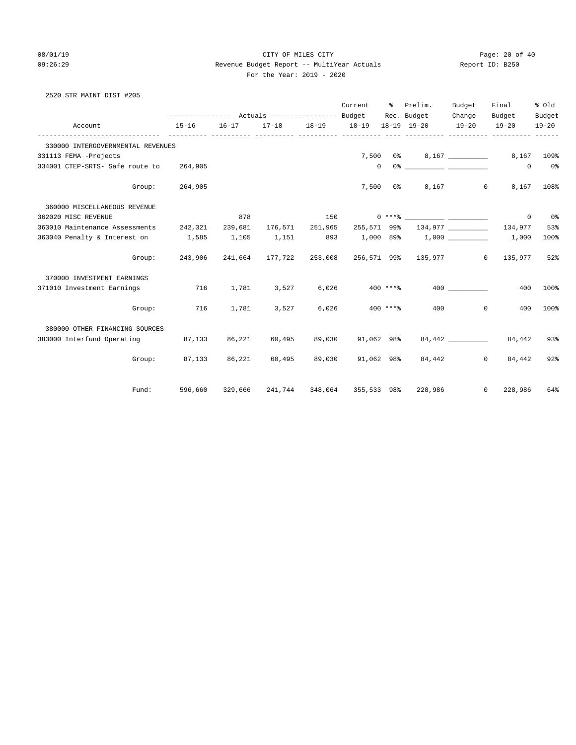CITY OF MILES CITY

Revenue Budget Report -- MultiYear Actuals

For the Year: 2019 - 2020

08/01/19 09:26:29 Report ID: B250

2520 STR MAINT DIST #205

| Account | 15-16 Actuals | 16-17 Actuals | 17-18 Actuals | 18-19 Actuals | Current Budget 18-19 | % Rec. 18-19 | Prelim. Budget 19-20 | Budget Change 19-20 | Final Budget 19-20 | % Old Budget 19-20 |
|---|---|---|---|---|---|---|---|---|---|---|
| 330000 INTERGOVERNMENTAL REVENUES | | | | | | | | | | |
| 331113 FEMA -Projects | | | | | 7,500 | 0% | 8,167 | __________ | 8,167 | 109% |
| 334001 CTEP-SRTS- Safe route to | 264,905 | | | | 0 | 0% | __________ | __________ | 0 | 0% |
| Group: | 264,905 | | | | 7,500 | 0% | 8,167 | 0 | 8,167 | 108% |
| 360000 MISCELLANEOUS REVENUE | | | | | | | | | | |
| 362020 MISC REVENUE | | 878 | | 150 | 0 | ***% | __________ | __________ | 0 | 0% |
| 363010 Maintenance Assessments | 242,321 | 239,681 | 176,571 | 251,965 | 255,571 | 99% | 134,977 | __________ | 134,977 | 53% |
| 363040 Penalty & Interest on | 1,585 | 1,105 | 1,151 | 893 | 1,000 | 89% | 1,000 | __________ | 1,000 | 100% |
| Group: | 243,906 | 241,664 | 177,722 | 253,008 | 256,571 | 99% | 135,977 | 0 | 135,977 | 52% |
| 370000 INVESTMENT EARNINGS | | | | | | | | | | |
| 371010 Investment Earnings | 716 | 1,781 | 3,527 | 6,026 | 400 | ***% | 400 | __________ | 400 | 100% |
| Group: | 716 | 1,781 | 3,527 | 6,026 | 400 | ***% | 400 | 0 | 400 | 100% |
| 380000 OTHER FINANCING SOURCES | | | | | | | | | | |
| 383000 Interfund Operating | 87,133 | 86,221 | 60,495 | 89,030 | 91,062 | 98% | 84,442 | __________ | 84,442 | 93% |
| Group: | 87,133 | 86,221 | 60,495 | 89,030 | 91,062 | 98% | 84,442 | 0 | 84,442 | 92% |
| Fund: | 596,660 | 329,666 | 241,744 | 348,064 | 355,533 | 98% | 228,986 | 0 | 228,986 | 64% |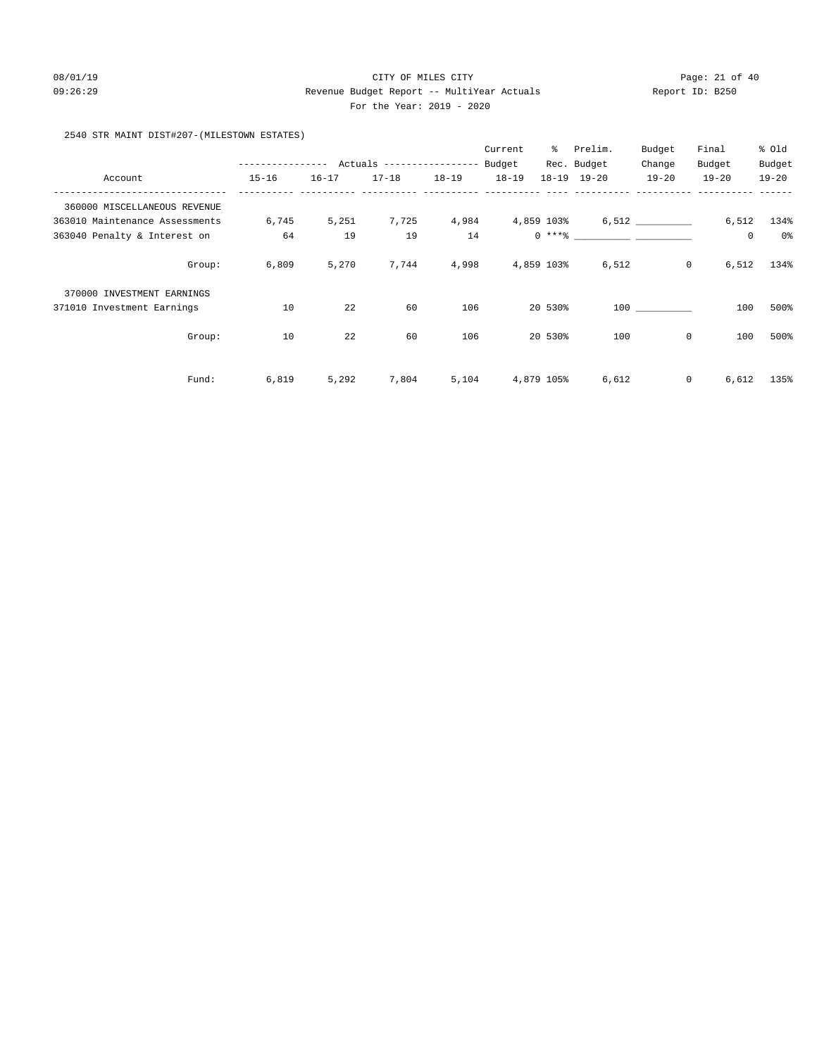CITY OF MILES CITY
Revenue Budget Report -- MultiYear Actuals
For the Year: 2019 - 2020

2540 STR MAINT DIST#207-(MILESTOWN ESTATES)

| Account | Actuals 15-16 | Actuals 16-17 | Actuals 17-18 | Actuals 18-19 | Current Budget 18-19 | % Rec. 18-19 | Prelim. Budget 19-20 | Budget Change 19-20 | Final Budget 19-20 | % Old Budget 19-20 |
|---|---|---|---|---|---|---|---|---|---|---|
| 360000 MISCELLANEOUS REVENUE | | | | | | | | | | |
| 363010 Maintenance Assessments | 6,745 | 5,251 | 7,725 | 4,984 | 4,859 | 103% | 6,512 | __________ | 6,512 | 134% |
| 363040 Penalty & Interest on | 64 | 19 | 19 | 14 | 0 | ***% | __________ | __________ | 0 | 0% |
| Group: | 6,809 | 5,270 | 7,744 | 4,998 | 4,859 | 103% | 6,512 | 0 | 6,512 | 134% |
| 370000 INVESTMENT EARNINGS | | | | | | | | | | |
| 371010 Investment Earnings | 10 | 22 | 60 | 106 | 20 | 530% | 100 | __________ | 100 | 500% |
| Group: | 10 | 22 | 60 | 106 | 20 | 530% | 100 | 0 | 100 | 500% |
| Fund: | 6,819 | 5,292 | 7,804 | 5,104 | 4,879 | 105% | 6,612 | 0 | 6,612 | 135% |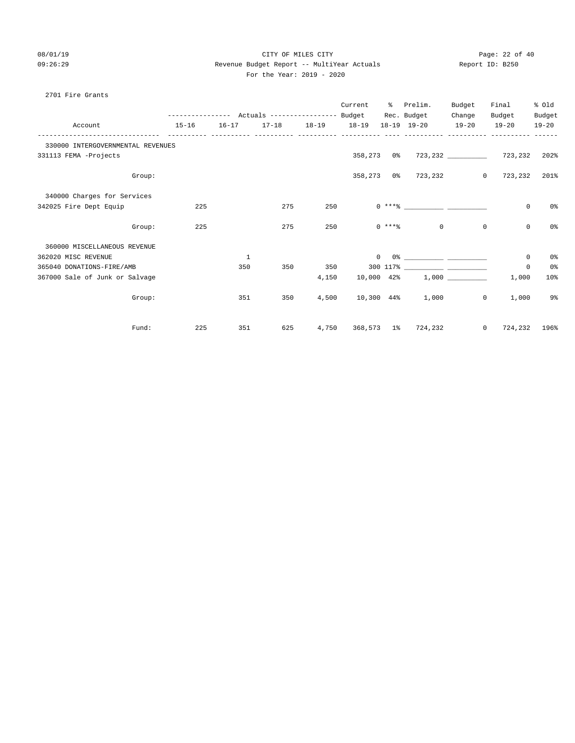CITY OF MILES CITY

Revenue Budget Report -- MultiYear Actuals

For the Year: 2019 - 2020

2701 Fire Grants

| Account | Actuals 15-16 | Actuals 16-17 | Actuals 17-18 | Actuals 18-19 | Current Budget 18-19 | % Rec. 18-19 | Prelim. Budget 19-20 | Budget Change 19-20 | Final Budget 19-20 | % Old Budget 19-20 |
|---|---|---|---|---|---|---|---|---|---|---|
| **330000 INTERGOVERNMENTAL REVENUES** | | | | | | | | | | |
| 331113 FEMA -Projects | | | | | 358,273 | 0% | 723,232 | __________ | 723,232 | 202% |
| Group: | | | | | 358,273 | 0% | 723,232 | 0 | 723,232 | 201% |
| **340000 Charges for Services** | | | | | | | | | | |
| 342025 Fire Dept Equip | 225 | | 275 | 250 | 0 | *** % | __________ | __________ | 0 | 0% |
| Group: | 225 | | 275 | 250 | 0 | *** % | 0 | 0 | 0 | 0% |
| **360000 MISCELLANEOUS REVENUE** | | | | | | | | | | |
| 362020 MISC REVENUE | | 1 | | | 0 | 0% | __________ | __________ | 0 | 0% |
| 365040 DONATIONS-FIRE/AMB | | 350 | 350 | 350 | 300 | 117% | __________ | __________ | 0 | 0% |
| 367000 Sale of Junk or Salvage | | | | 4,150 | 10,000 | 42% | 1,000 | __________ | 1,000 | 10% |
| Group: | | 351 | 350 | 4,500 | 10,300 | 44% | 1,000 | 0 | 1,000 | 9% |
| Fund: | 225 | 351 | 625 | 4,750 | 368,573 | 1% | 724,232 | 0 | 724,232 | 196% |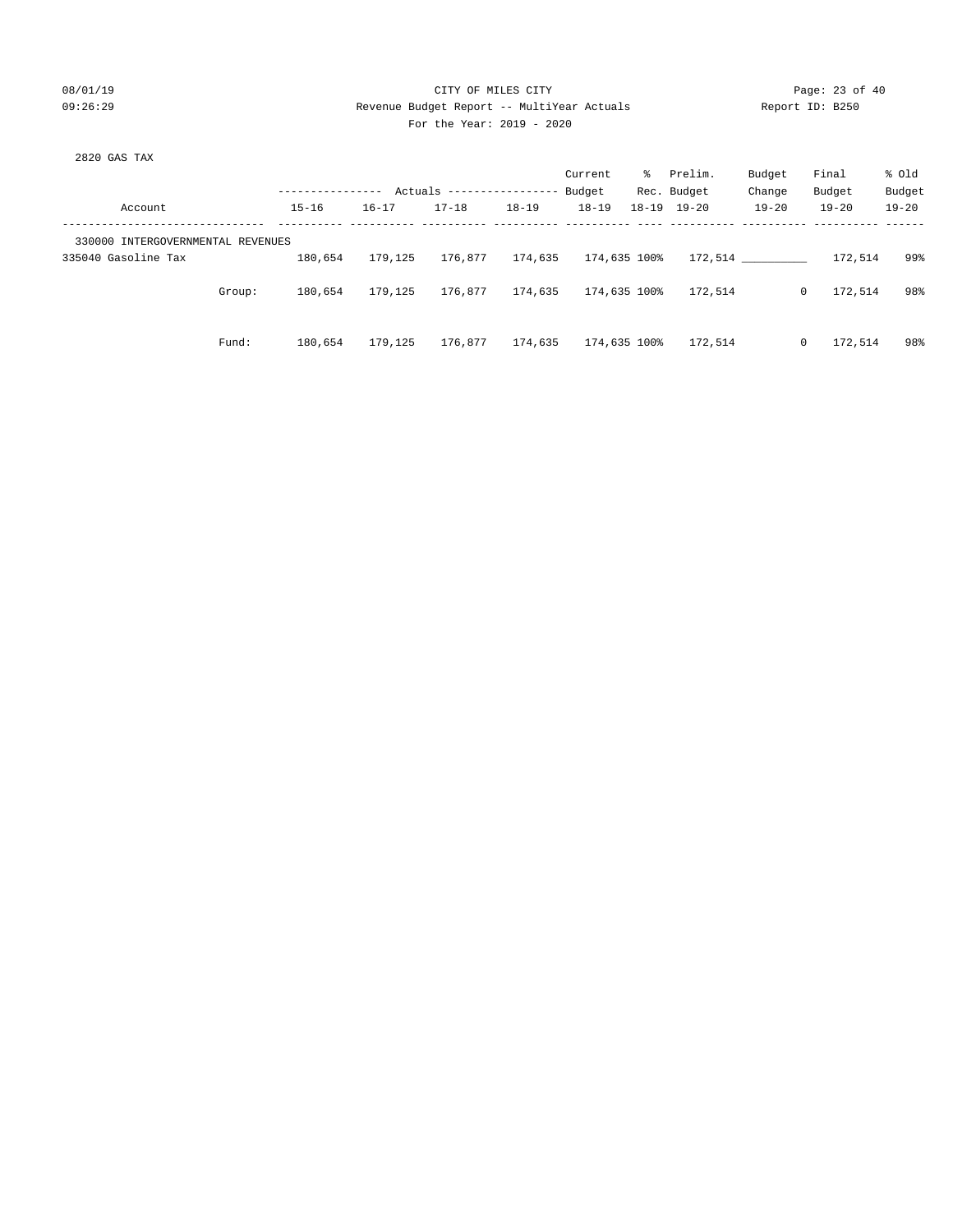CITY OF MILES CITY

Revenue Budget Report -- MultiYear Actuals

For the Year: 2019 - 2020

08/01/19
09:26:29

Report ID: B250

2820 GAS TAX

| Account | | 15-16 | 16-17 | 17-18 | 18-19 | Current Budget 18-19 | % Rec. 18-19 | Prelim. Budget 19-20 | Budget Change 19-20 | Final Budget 19-20 | % Old Budget 19-20 |
|---|---|---|---|---|---|---|---|---|---|---|---|
| 330000 INTERGOVERNMENTAL REVENUES | | | | | | | | | | | |
| 335040 Gasoline Tax | | 180,654 | 179,125 | 176,877 | 174,635 | 174,635 | 100% | 172,514 | __________ | 172,514 | 99% |
| | Group: | 180,654 | 179,125 | 176,877 | 174,635 | 174,635 | 100% | 172,514 | 0 | 172,514 | 98% |
| | Fund: | 180,654 | 179,125 | 176,877 | 174,635 | 174,635 | 100% | 172,514 | 0 | 172,514 | 98% |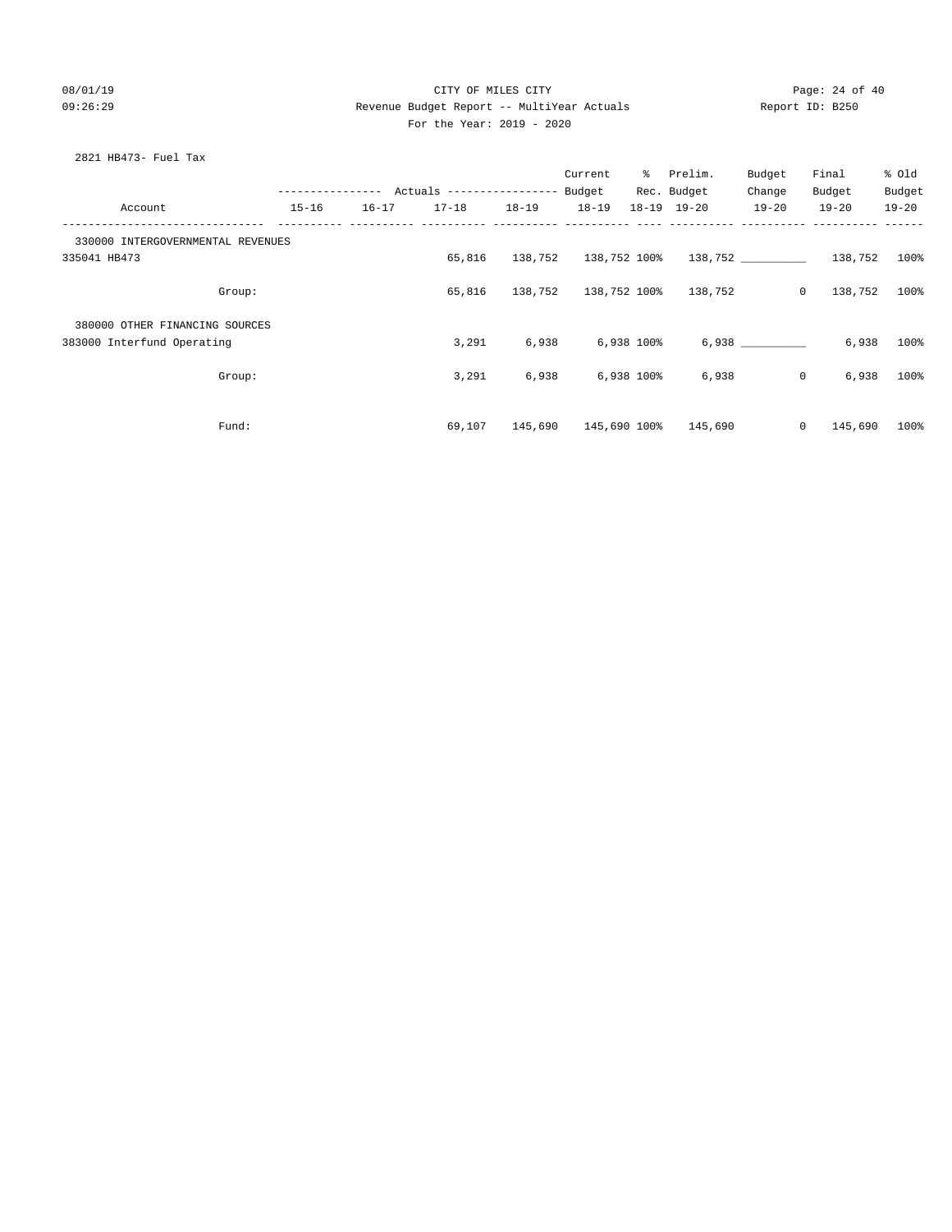CITY OF MILES CITY

Revenue Budget Report -- MultiYear Actuals

For the Year: 2019 - 2020

2821 HB473- Fuel Tax

| Account | Actuals 15-16 | Actuals 16-17 | Actuals 17-18 | Actuals 18-19 | Current Budget 18-19 | % Rec. 18-19 | Prelim. Budget 19-20 | Budget Change 19-20 | Final Budget 19-20 | % Old Budget 19-20 |
|---|---|---|---|---|---|---|---|---|---|---|
| 330000 INTERGOVERNMENTAL REVENUES | | | | | | | | | | |
| 335041 HB473 | | | 65,816 | 138,752 | 138,752 | 100% | 138,752 | __________ | 138,752 | 100% |
| Group: | | | 65,816 | 138,752 | 138,752 | 100% | 138,752 | 0 | 138,752 | 100% |
| 380000 OTHER FINANCING SOURCES | | | | | | | | | | |
| 383000 Interfund Operating | | | 3,291 | 6,938 | 6,938 | 100% | 6,938 | __________ | 6,938 | 100% |
| Group: | | | 3,291 | 6,938 | 6,938 | 100% | 6,938 | 0 | 6,938 | 100% |
| Fund: | | | 69,107 | 145,690 | 145,690 | 100% | 145,690 | 0 | 145,690 | 100% |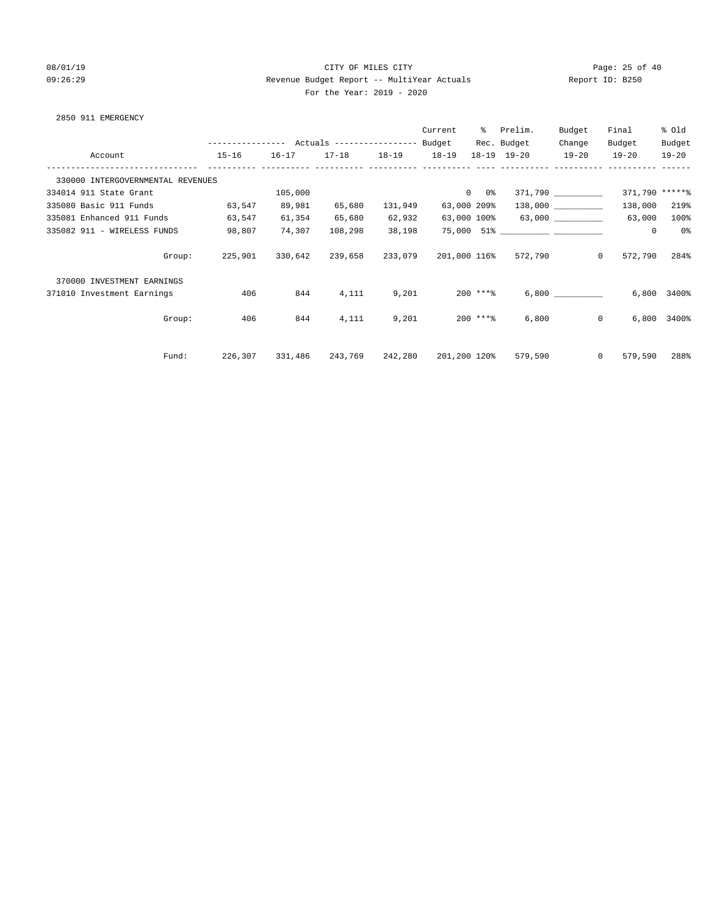2850 911 EMERGENCY

| Account | Actuals 15-16 | Actuals 16-17 | Actuals 17-18 | Actuals 18-19 | Current Budget 18-19 | % Rec. 18-19 | Prelim. Budget 19-20 | Budget Change 19-20 | Final Budget 19-20 | % Old Budget 19-20 |
|---|---|---|---|---|---|---|---|---|---|---|
| 330000 INTERGOVERNMENTAL REVENUES | | | | | | | | | | |
| 334014 911 State Grant | | 105,000 | | | 0 | 0% | 371,790 | __________ | 371,790 | *****% |
| 335080 Basic 911 Funds | 63,547 | 89,981 | 65,680 | 131,949 | 63,000 | 209% | 138,000 | __________ | 138,000 | 219% |
| 335081 Enhanced 911 Funds | 63,547 | 61,354 | 65,680 | 62,932 | 63,000 | 100% | 63,000 | __________ | 63,000 | 100% |
| 335082 911 - WIRELESS FUNDS | 98,807 | 74,307 | 108,298 | 38,198 | 75,000 | 51% | __________ | __________ | 0 | 0% |
| Group: | 225,901 | 330,642 | 239,658 | 233,079 | 201,000 | 116% | 572,790 | 0 | 572,790 | 284% |
| 370000 INVESTMENT EARNINGS | | | | | | | | | | |
| 371010 Investment Earnings | 406 | 844 | 4,111 | 9,201 | 200 | ***% | 6,800 | __________ | 6,800 | 3400% |
| Group: | 406 | 844 | 4,111 | 9,201 | 200 | ***% | 6,800 | 0 | 6,800 | 3400% |
| Fund: | 226,307 | 331,486 | 243,769 | 242,280 | 201,200 | 120% | 579,590 | 0 | 579,590 | 288% |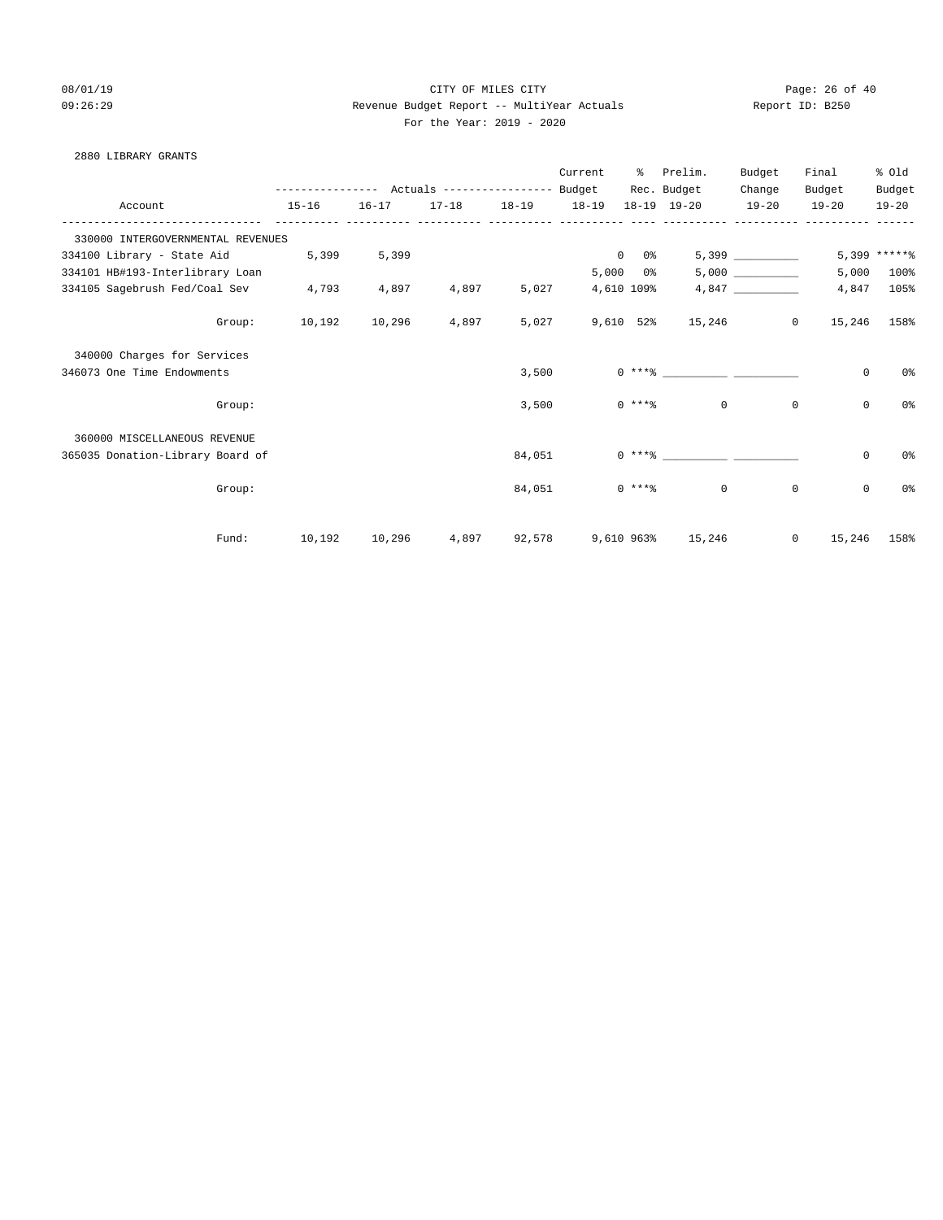CITY OF MILES CITY

Revenue Budget Report -- MultiYear Actuals

For the Year: 2019 - 2020

08/01/19 09:26:29 Report ID: B250

2880 LIBRARY GRANTS

| Account | Actuals 15-16 | Actuals 16-17 | Actuals 17-18 | Actuals 18-19 | Current Budget 18-19 | % Rec. 18-19 | Prelim. Budget 19-20 | Budget Change 19-20 | Final Budget 19-20 | % Old Budget 19-20 |
|---|---|---|---|---|---|---|---|---|---|---|
| 330000 INTERGOVERNMENTAL REVENUES | | | | | | | | | | |
| 334100 Library - State Aid | 5,399 | 5,399 | | | 0 | 0% | 5,399 | __________ | 5,399 | *****% |
| 334101 HB#193-Interlibrary Loan | | | | | 5,000 | 0% | 5,000 | __________ | 5,000 | 100% |
| 334105 Sagebrush Fed/Coal Sev | 4,793 | 4,897 | 4,897 | 5,027 | 4,610 | 109% | 4,847 | __________ | 4,847 | 105% |
| Group: | 10,192 | 10,296 | 4,897 | 5,027 | 9,610 | 52% | 15,246 | 0 | 15,246 | 158% |
| 340000 Charges for Services | | | | | | | | | | |
| 346073 One Time Endowments | | | | 3,500 | 0 | ***% | __________ | __________ | 0 | 0% |
| Group: | | | | 3,500 | 0 | ***% | 0 | 0 | 0 | 0% |
| 360000 MISCELLANEOUS REVENUE | | | | | | | | | | |
| 365035 Donation-Library Board of | | | | 84,051 | 0 | ***% | __________ | __________ | 0 | 0% |
| Group: | | | | 84,051 | 0 | ***% | 0 | 0 | 0 | 0% |
| Fund: | 10,192 | 10,296 | 4,897 | 92,578 | 9,610 | 963% | 15,246 | 0 | 15,246 | 158% |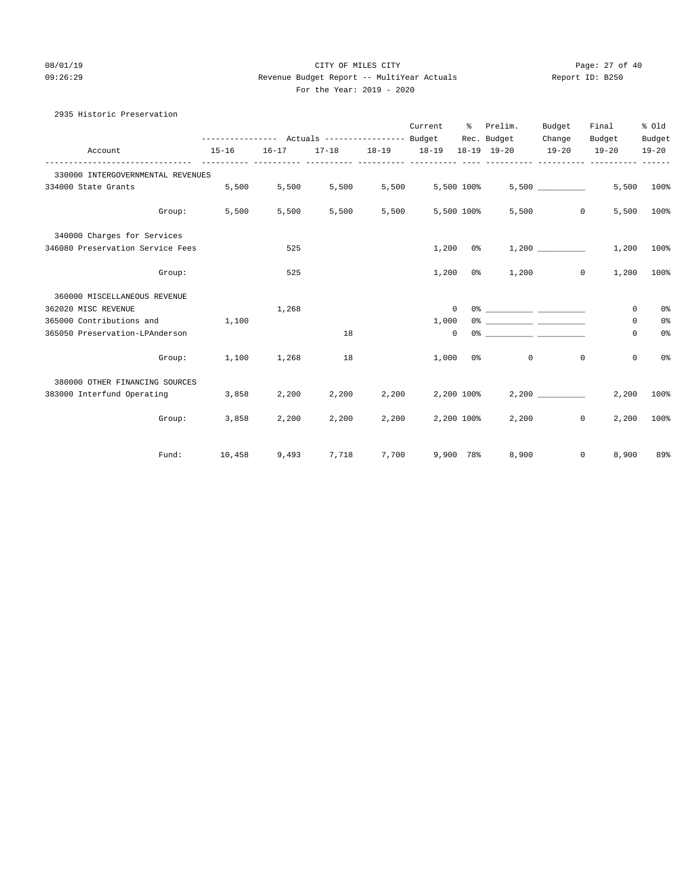CITY OF MILES CITY
Revenue Budget Report -- MultiYear Actuals
For the Year: 2019 - 2020

08/01/19
09:26:29

Report ID: B250

## 2935 Historic Preservation

| Account | Actuals 15-16 | Actuals 16-17 | Actuals 17-18 | Actuals 18-19 | Current Budget 18-19 | % Rec. 18-19 | Prelim. Budget 19-20 | Budget Change 19-20 | Final Budget 19-20 | % Old Budget 19-20 |
|---|---|---|---|---|---|---|---|---|---|---|
| **330000 INTERGOVERNMENTAL REVENUES** | | | | | | | | | | |
| 334000 State Grants | 5,500 | 5,500 | 5,500 | 5,500 | 5,500 | 100% | 5,500 | __________ | 5,500 | 100% |
| Group: | 5,500 | 5,500 | 5,500 | 5,500 | 5,500 | 100% | 5,500 | 0 | 5,500 | 100% |
| **340000 Charges for Services** | | | | | | | | | | |
| 346080 Preservation Service Fees | | 525 | | | 1,200 | 0% | 1,200 | __________ | 1,200 | 100% |
| Group: | | 525 | | | 1,200 | 0% | 1,200 | 0 | 1,200 | 100% |
| **360000 MISCELLANEOUS REVENUE** | | | | | | | | | | |
| 362020 MISC REVENUE | | 1,268 | | | 0 | 0% | __________ | __________ | 0 | 0% |
| 365000 Contributions and | 1,100 | | | | 1,000 | 0% | __________ | __________ | 0 | 0% |
| 365050 Preservation-LPAnderson | | | 18 | | 0 | 0% | __________ | __________ | 0 | 0% |
| Group: | 1,100 | 1,268 | 18 | | 1,000 | 0% | 0 | 0 | 0 | 0% |
| **380000 OTHER FINANCING SOURCES** | | | | | | | | | | |
| 383000 Interfund Operating | 3,858 | 2,200 | 2,200 | 2,200 | 2,200 | 100% | 2,200 | __________ | 2,200 | 100% |
| Group: | 3,858 | 2,200 | 2,200 | 2,200 | 2,200 | 100% | 2,200 | 0 | 2,200 | 100% |
| Fund: | 10,458 | 9,493 | 7,718 | 7,700 | 9,900 | 78% | 8,900 | 0 | 8,900 | 89% |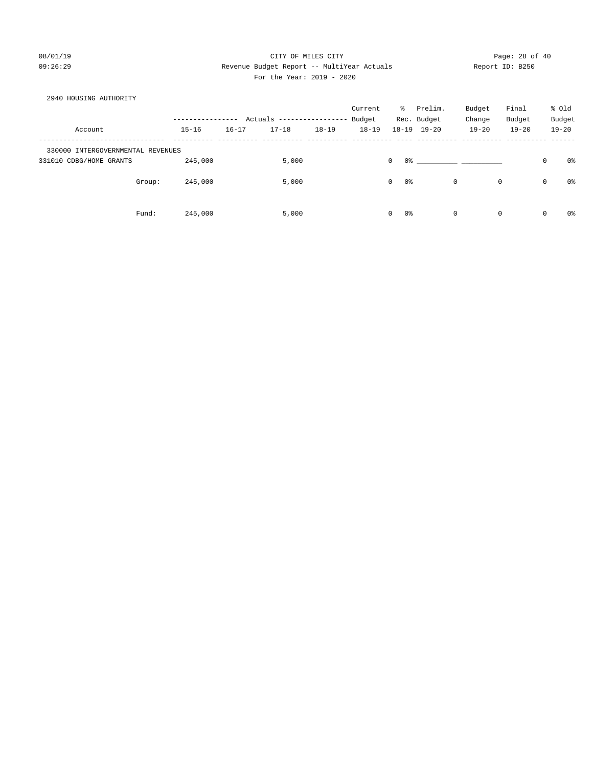CITY OF MILES CITY
Revenue Budget Report -- MultiYear Actuals
For the Year: 2019 - 2020

2940 H0USING AUTHORITY

| Account | Actuals 15-16 | Actuals 16-17 | Actuals 17-18 | Actuals 18-19 | Current Budget 18-19 | % Rec. 18-19 | Prelim. Budget 19-20 | Budget Change 19-20 | Final Budget 19-20 | % Old Budget 19-20 |
|---|---|---|---|---|---|---|---|---|---|---|
| 330000 INTERGOVERNMENTAL REVENUES | | | | | | | | | | |
| 331010 CDBG/HOME GRANTS | 245,000 | | 5,000 | | 0 | 0% | __________ | __________ | 0 | 0% |
| Group: | 245,000 | | 5,000 | | 0 | 0% | 0 | 0 | 0 | 0% |
| Fund: | 245,000 | | 5,000 | | 0 | 0% | 0 | 0 | 0 | 0% |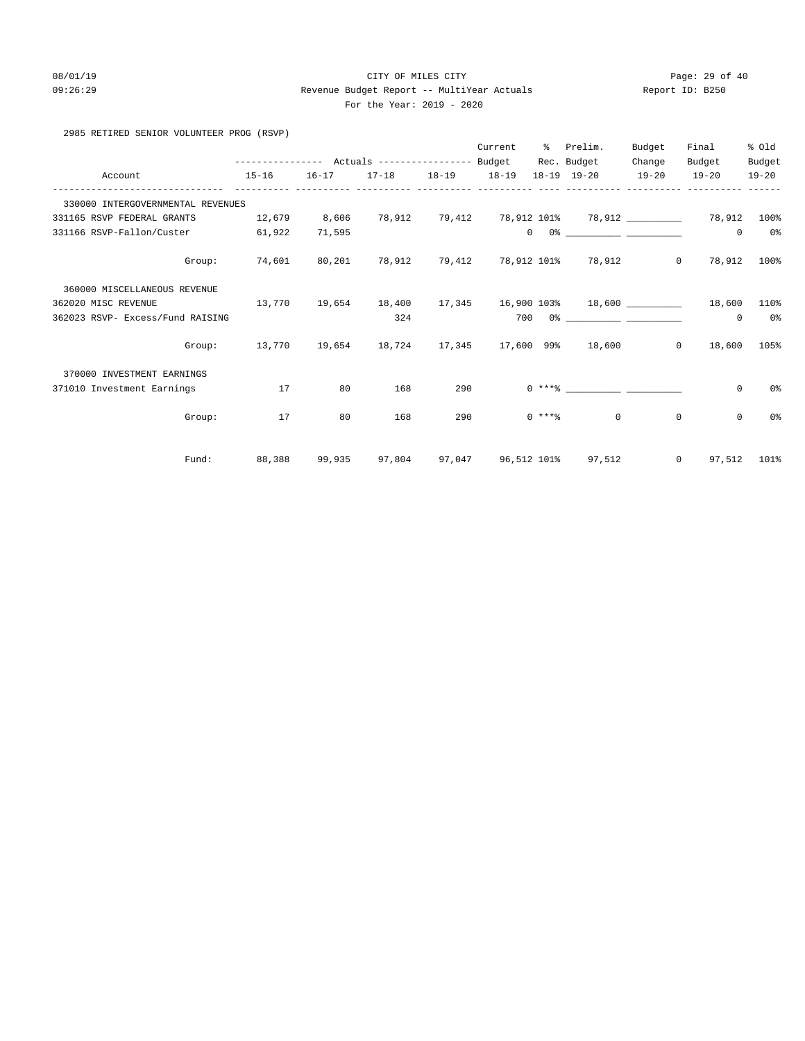CITY OF MILES CITY

Revenue Budget Report -- MultiYear Actuals

For the Year: 2019 - 2020

2985 RETIRED SENIOR VOLUNTEER PROG (RSVP)

| Account | Actuals 15-16 | Actuals 16-17 | Actuals 17-18 | Actuals 18-19 | Current Budget 18-19 | % Rec. 18-19 | Prelim. Budget 19-20 | Budget Change 19-20 | Final Budget 19-20 | % Old Budget 19-20 |
|---|---|---|---|---|---|---|---|---|---|---|
| 330000 INTERGOVERNMENTAL REVENUES | | | | | | | | | | |
| 331165 RSVP FEDERAL GRANTS | 12,679 | 8,606 | 78,912 | 79,412 | 78,912 | 101% | 78,912 | __________ | 78,912 | 100% |
| 331166 RSVP-Fallon/Custer | 61,922 | 71,595 | | | 0 | 0% | __________ | __________ | 0 | 0% |
| Group: | 74,601 | 80,201 | 78,912 | 79,412 | 78,912 | 101% | 78,912 | 0 | 78,912 | 100% |
| 360000 MISCELLANEOUS REVENUE | | | | | | | | | | |
| 362020 MISC REVENUE | 13,770 | 19,654 | 18,400 | 17,345 | 16,900 | 103% | 18,600 | __________ | 18,600 | 110% |
| 362023 RSVP- Excess/Fund RAISING | | | 324 | | 700 | 0% | __________ | __________ | 0 | 0% |
| Group: | 13,770 | 19,654 | 18,724 | 17,345 | 17,600 | 99% | 18,600 | 0 | 18,600 | 105% |
| 370000 INVESTMENT EARNINGS | | | | | | | | | | |
| 371010 Investment Earnings | 17 | 80 | 168 | 290 | 0 | ***% | __________ | __________ | 0 | 0% |
| Group: | 17 | 80 | 168 | 290 | 0 | ***% | 0 | 0 | 0 | 0% |
| Fund: | 88,388 | 99,935 | 97,804 | 97,047 | 96,512 | 101% | 97,512 | 0 | 97,512 | 101% |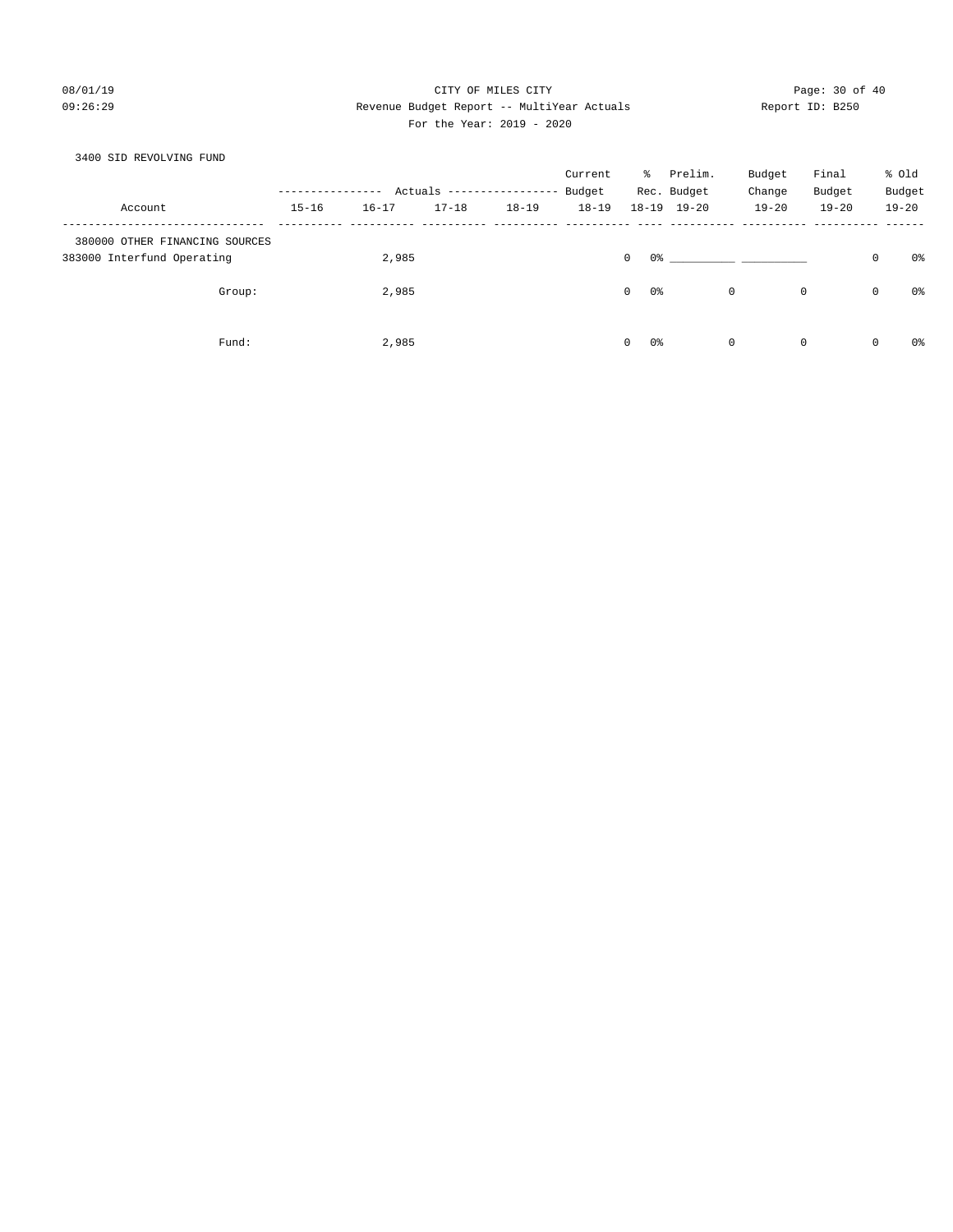CITY OF MILES CITY

Revenue Budget Report -- MultiYear Actuals

For the Year: 2019 - 2020

3400 SID REVOLVING FUND

| Account | Actuals 15-16 | Actuals 16-17 | Actuals 17-18 | Actuals 18-19 | Current Budget 18-19 | % Rec. 18-19 | Prelim. Budget 19-20 | Budget Change 19-20 | Final Budget 19-20 | % Old Budget 19-20 |
|---|---|---|---|---|---|---|---|---|---|---|
| 380000 OTHER FINANCING SOURCES | | | | | | | | | | |
| 383000 Interfund Operating | | 2,985 | | | 0 | 0% | __________ | __________ | 0 | 0% |
| Group: | | 2,985 | | | 0 | 0% | 0 | 0 | 0 | 0% |
| Fund: | | 2,985 | | | 0 | 0% | 0 | 0 | 0 | 0% |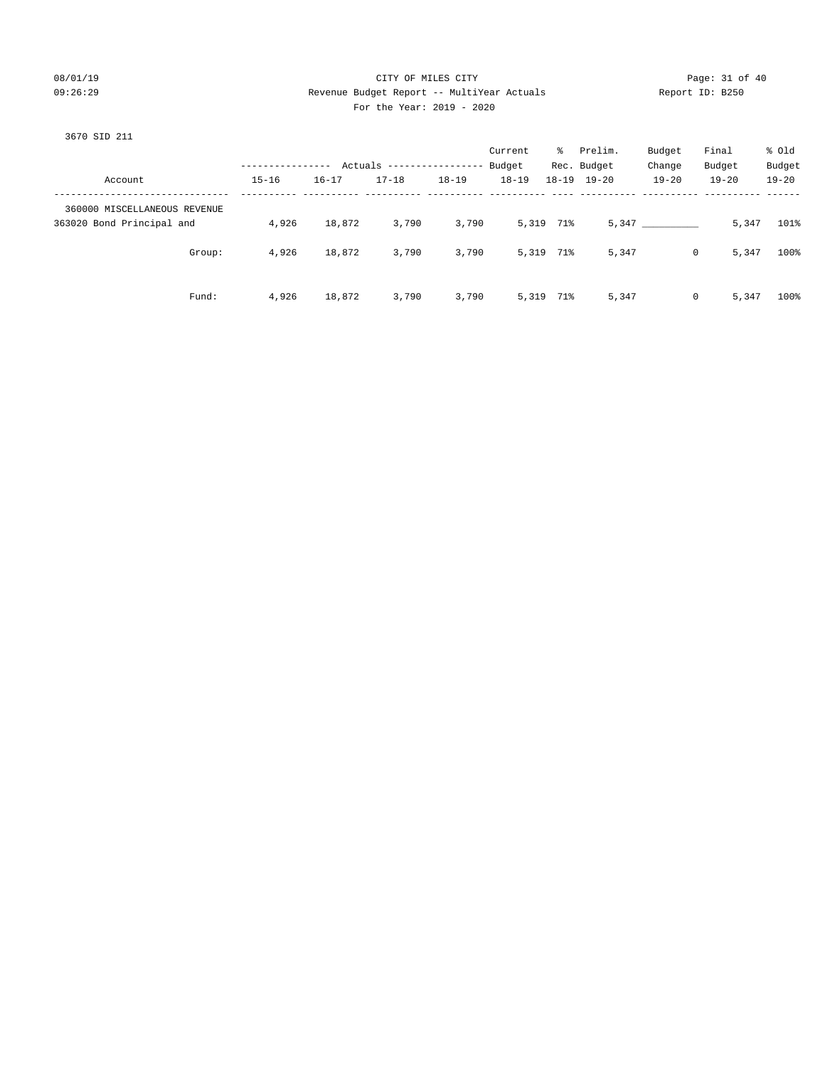CITY OF MILES CITY

Revenue Budget Report -- MultiYear Actuals

For the Year: 2019 - 2020

3670 SID 211

| Account | 15-16 | 16-17 | 17-18 | 18-19 | Current Budget 18-19 | % Rec. 18-19 | Prelim. Budget 19-20 | Budget Change 19-20 | Final Budget 19-20 | % Old Budget 19-20 |
|---|---|---|---|---|---|---|---|---|---|---|
| 360000 MISCELLANEOUS REVENUE | | | | | | | | | | |
| 363020 Bond Principal and | 4,926 | 18,872 | 3,790 | 3,790 | 5,319 | 71% | 5,347 | __________ | 5,347 | 101% |
| Group: | 4,926 | 18,872 | 3,790 | 3,790 | 5,319 | 71% | 5,347 | 0 | 5,347 | 100% |
| Fund: | 4,926 | 18,872 | 3,790 | 3,790 | 5,319 | 71% | 5,347 | 0 | 5,347 | 100% |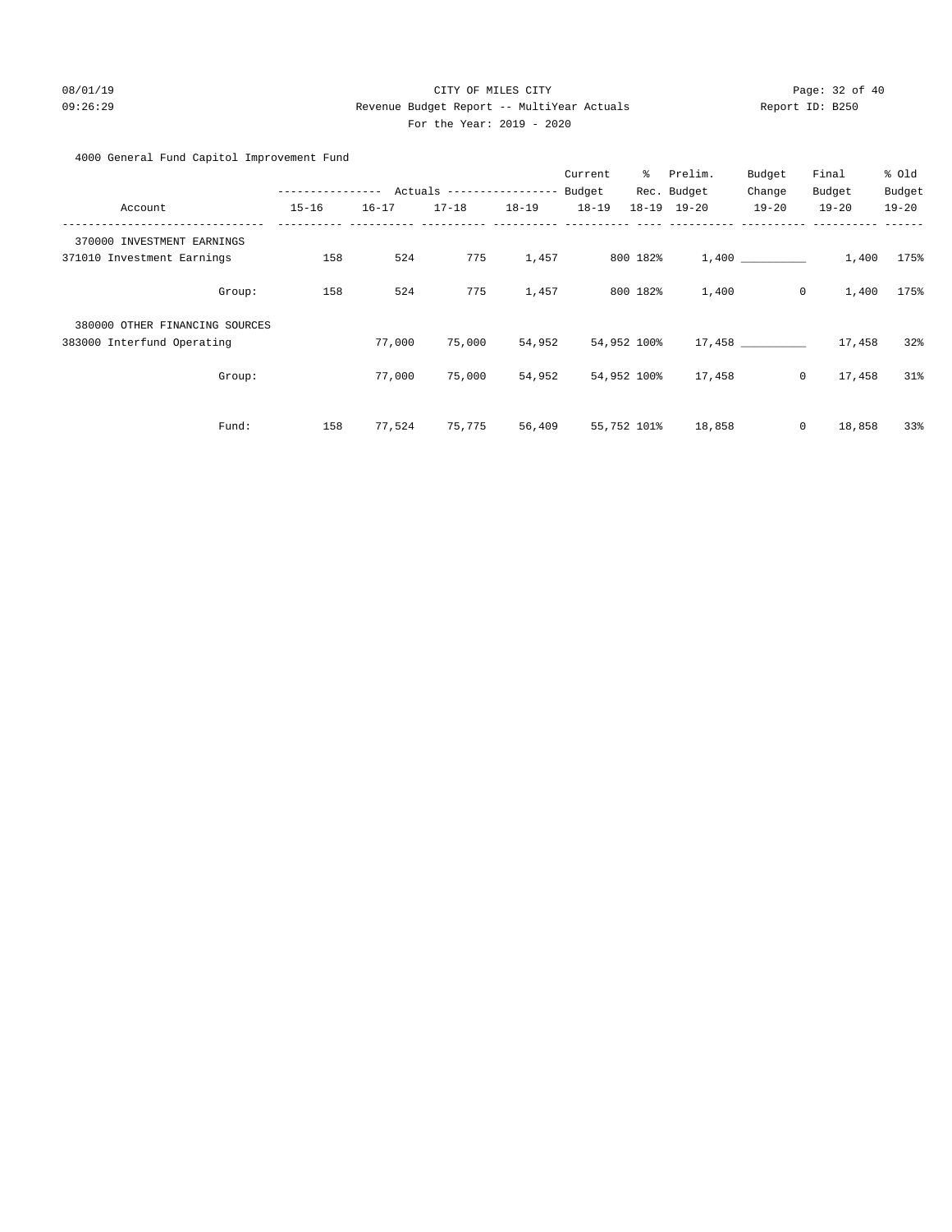CITY OF MILES CITY

Revenue Budget Report -- MultiYear Actuals

For the Year: 2019 - 2020

4000 General Fund Capitol Improvement Fund

| Account | 15-16 | 16-17 | 17-18 | 18-19 | Current Budget 18-19 | % Rec. 18-19 | Prelim. Budget 19-20 | Budget Change 19-20 | Final Budget 19-20 | % Old Budget 19-20 |
|---|---|---|---|---|---|---|---|---|---|---|
| 370000 INVESTMENT EARNINGS | | | | | | | | | | |
| 371010 Investment Earnings | 158 | 524 | 775 | 1,457 | 800 | 182% | 1,400 | __________ | 1,400 | 175% |
| Group: | 158 | 524 | 775 | 1,457 | 800 | 182% | 1,400 | 0 | 1,400 | 175% |
| 380000 OTHER FINANCING SOURCES | | | | | | | | | | |
| 383000 Interfund Operating | | 77,000 | 75,000 | 54,952 | 54,952 | 100% | 17,458 | __________ | 17,458 | 32% |
| Group: | | 77,000 | 75,000 | 54,952 | 54,952 | 100% | 17,458 | 0 | 17,458 | 31% |
| Fund: | 158 | 77,524 | 75,775 | 56,409 | 55,752 | 101% | 18,858 | 0 | 18,858 | 33% |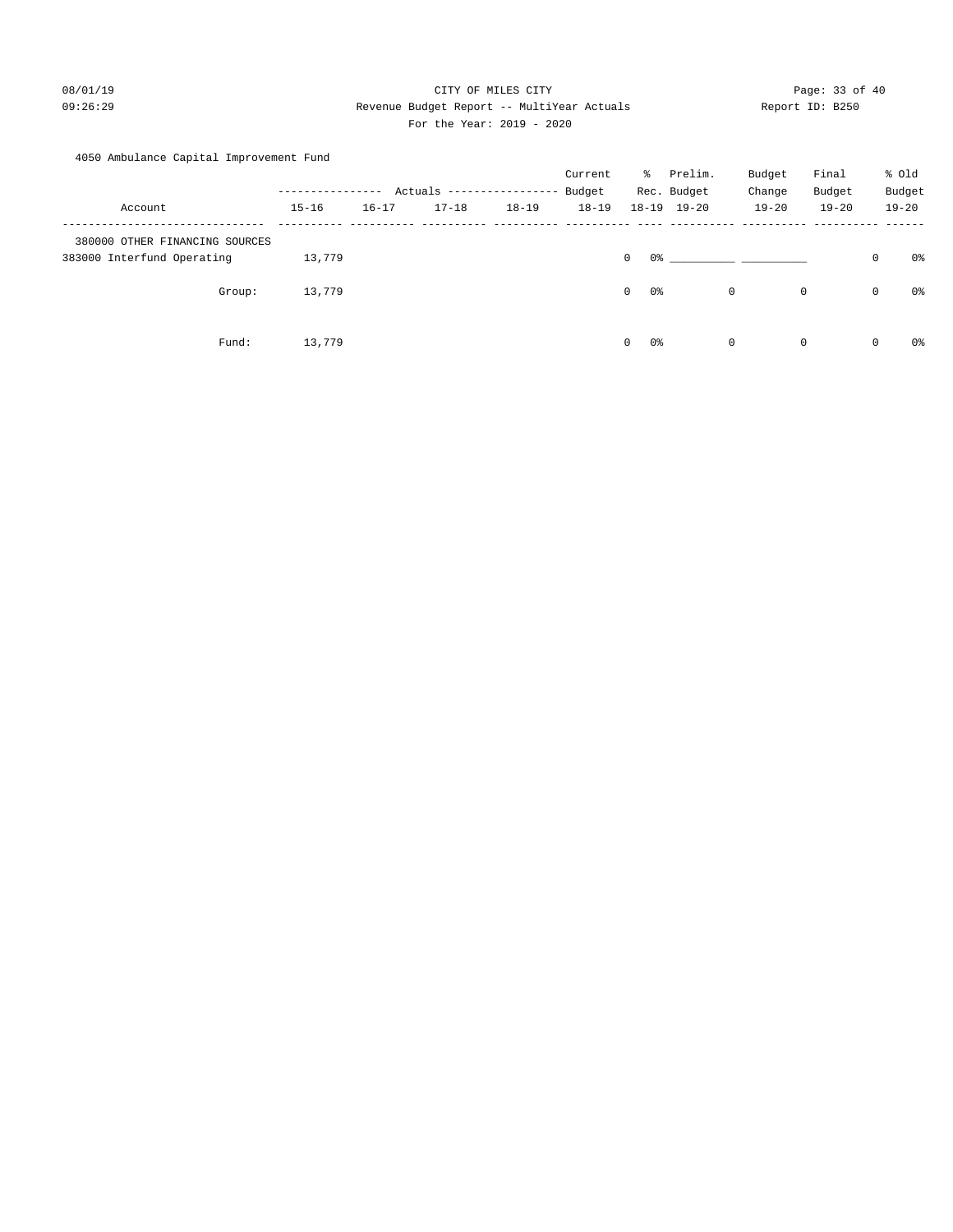CITY OF MILES CITY

Revenue Budget Report -- MultiYear Actuals

For the Year: 2019 - 2020

4050 Ambulance Capital Improvement Fund

| Account | Actuals 15-16 | Actuals 16-17 | Actuals 17-18 | Actuals 18-19 | Current Budget 18-19 | % Rec. 18-19 | Prelim. Budget 19-20 | Budget Change 19-20 | Final Budget 19-20 | % Old Budget 19-20 |
|---|---|---|---|---|---|---|---|---|---|---|
| 380000 OTHER FINANCING SOURCES | | | | | | | | | | |
| 383000 Interfund Operating | 13,779 | | | | 0 | 0% | __________ | __________ | 0 | 0% |
| Group: | 13,779 | | | | 0 | 0% | 0 | 0 | 0 | 0% |
| Fund: | 13,779 | | | | 0 | 0% | 0 | 0 | 0 | 0% |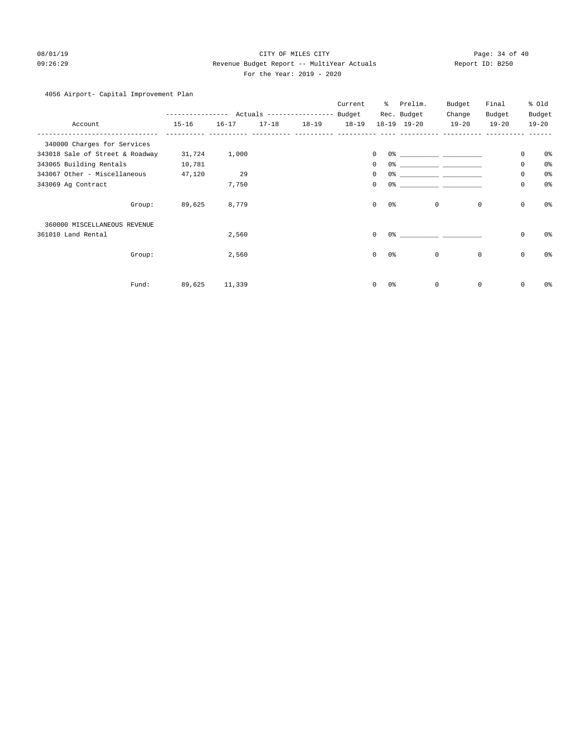CITY OF MILES CITY

Revenue Budget Report -- MultiYear Actuals

For the Year: 2019 - 2020

4056 Airport- Capital Improvement Plan

| Account | Actuals 15-16 | Actuals 16-17 | Actuals 17-18 | Actuals 18-19 | Current Budget 18-19 | % Rec. 18-19 | Prelim. Budget 19-20 | Budget Change 19-20 | Final Budget 19-20 | % Old Budget 19-20 |
|---|---|---|---|---|---|---|---|---|---|---|
| 340000 Charges for Services | | | | | | | | | | |
| 343018 Sale of Street & Roadway | 31,724 | 1,000 | | | 0 | 0% | __________ | __________ | 0 | 0% |
| 343065 Building Rentals | 10,781 | | | | 0 | 0% | __________ | __________ | 0 | 0% |
| 343067 Other - Miscellaneous | 47,120 | 29 | | | 0 | 0% | __________ | __________ | 0 | 0% |
| 343069 Ag Contract | | 7,750 | | | 0 | 0% | __________ | __________ | 0 | 0% |
| Group: | 89,625 | 8,779 | | | 0 | 0% | 0 | 0 | 0 | 0% |
| 360000 MISCELLANEOUS REVENUE | | | | | | | | | | |
| 361010 Land Rental | | 2,560 | | | 0 | 0% | __________ | __________ | 0 | 0% |
| Group: | | 2,560 | | | 0 | 0% | 0 | 0 | 0 | 0% |
| Fund: | 89,625 | 11,339 | | | 0 | 0% | 0 | 0 | 0 | 0% |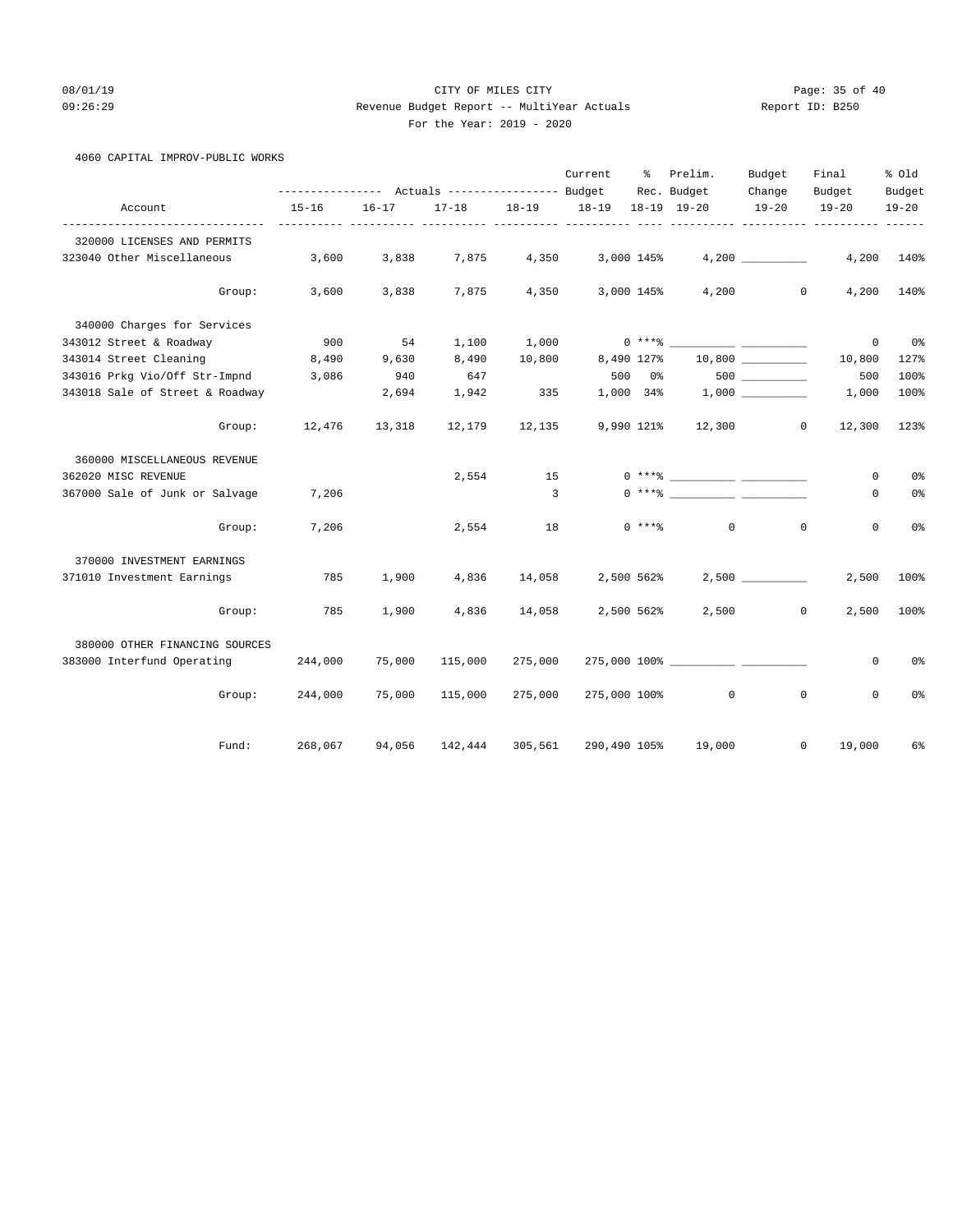CITY OF MILES CITY

Revenue Budget Report -- MultiYear Actuals

For the Year: 2019 - 2020

4060 CAPITAL IMPROV-PUBLIC WORKS

| Account | Actuals 15-16 | Actuals 16-17 | Actuals 17-18 | Actuals 18-19 | Current Budget 18-19 | % 18-19 | Prelim. Rec. Budget 19-20 | Budget Change 19-20 | Final Budget 19-20 | % Old Budget 19-20 |
|---|---|---|---|---|---|---|---|---|---|---|
| 320000 LICENSES AND PERMITS | | | | | | | | | | |
| 323040 Other Miscellaneous | 3,600 | 3,838 | 7,875 | 4,350 | 3,000 | 145% | 4,200 | __________ | 4,200 | 140% |
| Group: | 3,600 | 3,838 | 7,875 | 4,350 | 3,000 | 145% | 4,200 | 0 | 4,200 | 140% |
| 340000 Charges for Services | | | | | | | | | | |
| 343012 Street & Roadway | 900 | 54 | 1,100 | 1,000 | 0 | ***% | __________ | __________ | 0 | 0% |
| 343014 Street Cleaning | 8,490 | 9,630 | 8,490 | 10,800 | 8,490 | 127% | 10,800 | __________ | 10,800 | 127% |
| 343016 Prkg Vio/Off Str-Impnd | 3,086 | 940 | 647 | | 500 | 0% | 500 | __________ | 500 | 100% |
| 343018 Sale of Street & Roadway | | 2,694 | 1,942 | 335 | 1,000 | 34% | 1,000 | __________ | 1,000 | 100% |
| Group: | 12,476 | 13,318 | 12,179 | 12,135 | 9,990 | 121% | 12,300 | 0 | 12,300 | 123% |
| 360000 MISCELLANEOUS REVENUE | | | | | | | | | | |
| 362020 MISC REVENUE | | | 2,554 | 15 | 0 | ***% | __________ | __________ | 0 | 0% |
| 367000 Sale of Junk or Salvage | 7,206 | | | 3 | 0 | ***% | __________ | __________ | 0 | 0% |
| Group: | 7,206 | | 2,554 | 18 | 0 | ***% | 0 | 0 | 0 | 0% |
| 370000 INVESTMENT EARNINGS | | | | | | | | | | |
| 371010 Investment Earnings | 785 | 1,900 | 4,836 | 14,058 | 2,500 | 562% | 2,500 | __________ | 2,500 | 100% |
| Group: | 785 | 1,900 | 4,836 | 14,058 | 2,500 | 562% | 2,500 | 0 | 2,500 | 100% |
| 380000 OTHER FINANCING SOURCES | | | | | | | | | | |
| 383000 Interfund Operating | 244,000 | 75,000 | 115,000 | 275,000 | 275,000 | 100% | __________ | __________ | 0 | 0% |
| Group: | 244,000 | 75,000 | 115,000 | 275,000 | 275,000 | 100% | 0 | 0 | 0 | 0% |
| Fund: | 268,067 | 94,056 | 142,444 | 305,561 | 290,490 | 105% | 19,000 | 0 | 19,000 | 6% |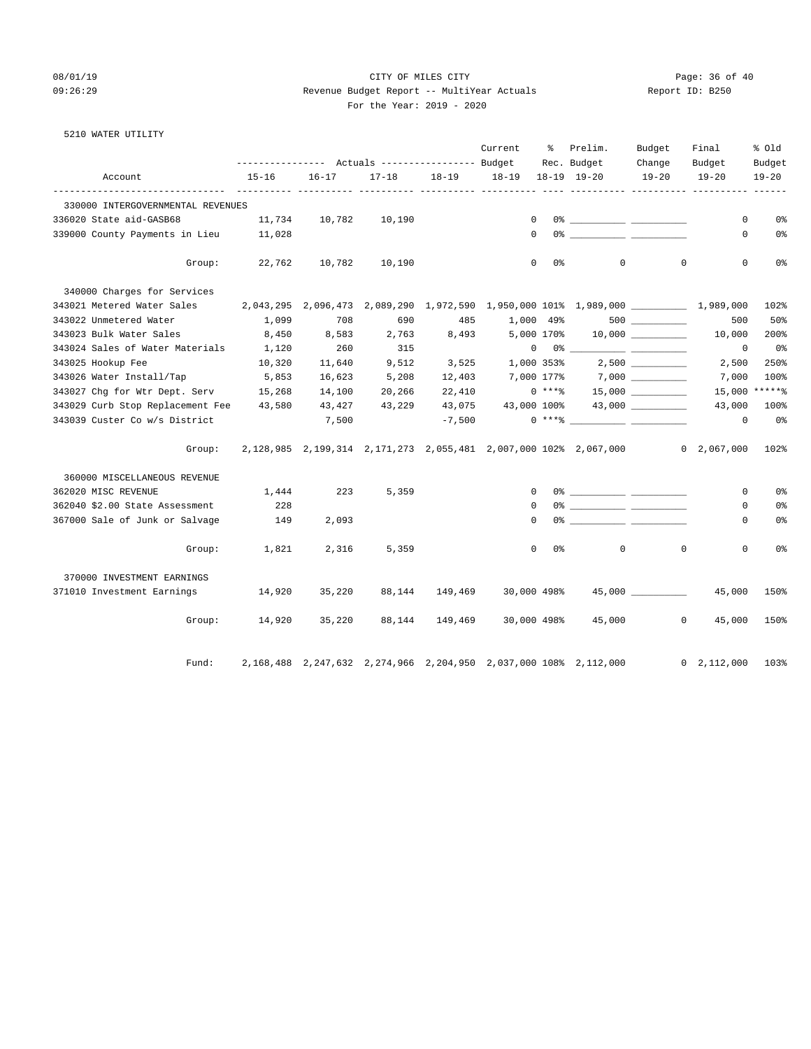# CITY OF MILES CITY

## Revenue Budget Report -- MultiYear Actuals

For the Year: 2019 - 2020

08/01/19 09:26:29 — Report ID: B250

5210 WATER UTILITY

| Account | Actuals 15-16 | Actuals 16-17 | Actuals 17-18 | Actuals 18-19 | Current Budget 18-19 | % Rec. 18-19 | Prelim. Budget 19-20 | Budget Change 19-20 | Final Budget 19-20 | % Old Budget 19-20 |
|---|---|---|---|---|---|---|---|---|---|---|
| **330000 INTERGOVERNMENTAL REVENUES** | | | | | | | | | | |
| 336020 State aid-GASB68 | 11,734 | 10,782 | 10,190 | | 0 | 0% | __________ | __________ | 0 | 0% |
| 339000 County Payments in Lieu | 11,028 | | | | 0 | 0% | __________ | __________ | 0 | 0% |
| Group: | 22,762 | 10,782 | 10,190 | | 0 | 0% | 0 | 0 | 0 | 0% |
| **340000 Charges for Services** | | | | | | | | | | |
| 343021 Metered Water Sales | 2,043,295 | 2,096,473 | 2,089,290 | 1,972,590 | 1,950,000 | 101% | 1,989,000 | __________ | 1,989,000 | 102% |
| 343022 Unmetered Water | 1,099 | 708 | 690 | 485 | 1,000 | 49% | 500 | __________ | 500 | 50% |
| 343023 Bulk Water Sales | 8,450 | 8,583 | 2,763 | 8,493 | 5,000 | 170% | 10,000 | __________ | 10,000 | 200% |
| 343024 Sales of Water Materials | 1,120 | 260 | 315 | | 0 | 0% | __________ | __________ | 0 | 0% |
| 343025 Hookup Fee | 10,320 | 11,640 | 9,512 | 3,525 | 1,000 | 353% | 2,500 | __________ | 2,500 | 250% |
| 343026 Water Install/Tap | 5,853 | 16,623 | 5,208 | 12,403 | 7,000 | 177% | 7,000 | __________ | 7,000 | 100% |
| 343027 Chg for Wtr Dept. Serv | 15,268 | 14,100 | 20,266 | 22,410 | 0 | ***% | 15,000 | __________ | 15,000 | *****% |
| 343029 Curb Stop Replacement Fee | 43,580 | 43,427 | 43,229 | 43,075 | 43,000 | 100% | 43,000 | __________ | 43,000 | 100% |
| 343039 Custer Co w/s District | | 7,500 | | -7,500 | 0 | ***% | __________ | __________ | 0 | 0% |
| Group: | 2,128,985 | 2,199,314 | 2,171,273 | 2,055,481 | 2,007,000 | 102% | 2,067,000 | 0 | 2,067,000 | 102% |
| **360000 MISCELLANEOUS REVENUE** | | | | | | | | | | |
| 362020 MISC REVENUE | 1,444 | 223 | 5,359 | | 0 | 0% | __________ | __________ | 0 | 0% |
| 362040 $2.00 State Assessment | 228 | | | | 0 | 0% | __________ | __________ | 0 | 0% |
| 367000 Sale of Junk or Salvage | 149 | 2,093 | | | 0 | 0% | __________ | __________ | 0 | 0% |
| Group: | 1,821 | 2,316 | 5,359 | | 0 | 0% | 0 | 0 | 0 | 0% |
| **370000 INVESTMENT EARNINGS** | | | | | | | | | | |
| 371010 Investment Earnings | 14,920 | 35,220 | 88,144 | 149,469 | 30,000 | 498% | 45,000 | __________ | 45,000 | 150% |
| Group: | 14,920 | 35,220 | 88,144 | 149,469 | 30,000 | 498% | 45,000 | 0 | 45,000 | 150% |
| Fund: | 2,168,488 | 2,247,632 | 2,274,966 | 2,204,950 | 2,037,000 | 108% | 2,112,000 | 0 | 2,112,000 | 103% |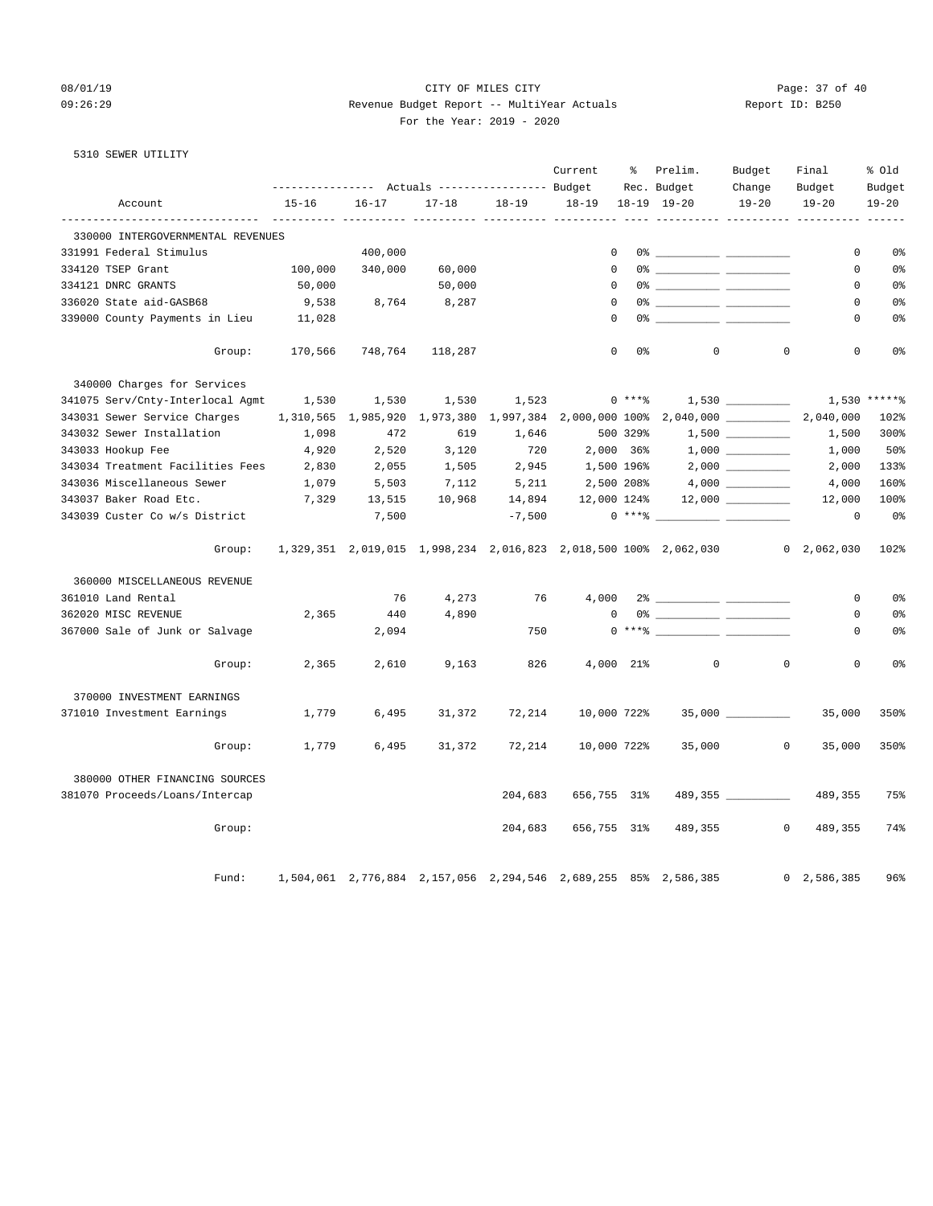CITY OF MILES CITY

Revenue Budget Report -- MultiYear Actuals

For the Year: 2019 - 2020

5310 SEWER UTILITY

| Account | Actuals 15-16 | Actuals 16-17 | Actuals 17-18 | Actuals 18-19 | Current Budget 18-19 | % Rec. 18-19 | Prelim. Budget 19-20 | Budget Change 19-20 | Final Budget 19-20 | % Old Budget 19-20 |
|---|---|---|---|---|---|---|---|---|---|---|
| **330000 INTERGOVERNMENTAL REVENUES** | | | | | | | | | | |
| 331991 Federal Stimulus | | 400,000 | | | 0 | 0% | | | 0 | 0% |
| 334120 TSEP Grant | 100,000 | 340,000 | 60,000 | | 0 | 0% | | | 0 | 0% |
| 334121 DNRC GRANTS | 50,000 | | 50,000 | | 0 | 0% | | | 0 | 0% |
| 336020 State aid-GASB68 | 9,538 | 8,764 | 8,287 | | 0 | 0% | | | 0 | 0% |
| 339000 County Payments in Lieu | 11,028 | | | | 0 | 0% | | | 0 | 0% |
| Group: | 170,566 | 748,764 | 118,287 | | 0 | 0% | 0 | 0 | 0 | 0% |
| **340000 Charges for Services** | | | | | | | | | | |
| 341075 Serv/Cnty-Interlocal Agmt | 1,530 | 1,530 | 1,530 | 1,523 | 0 | ***% | 1,530 | | 1,530 | *****% |
| 343031 Sewer Service Charges | 1,310,565 | 1,985,920 | 1,973,380 | 1,997,384 | 2,000,000 | 100% | 2,040,000 | | 2,040,000 | 102% |
| 343032 Sewer Installation | 1,098 | 472 | 619 | 1,646 | 500 | 329% | 1,500 | | 1,500 | 300% |
| 343033 Hookup Fee | 4,920 | 2,520 | 3,120 | 720 | 2,000 | 36% | 1,000 | | 1,000 | 50% |
| 343034 Treatment Facilities Fees | 2,830 | 2,055 | 1,505 | 2,945 | 1,500 | 196% | 2,000 | | 2,000 | 133% |
| 343036 Miscellaneous Sewer | 1,079 | 5,503 | 7,112 | 5,211 | 2,500 | 208% | 4,000 | | 4,000 | 160% |
| 343037 Baker Road Etc. | 7,329 | 13,515 | 10,968 | 14,894 | 12,000 | 124% | 12,000 | | 12,000 | 100% |
| 343039 Custer Co w/s District | | 7,500 | | -7,500 | 0 | ***% | | | 0 | 0% |
| Group: | 1,329,351 | 2,019,015 | 1,998,234 | 2,016,823 | 2,018,500 | 100% | 2,062,030 | 0 | 2,062,030 | 102% |
| **360000 MISCELLANEOUS REVENUE** | | | | | | | | | | |
| 361010 Land Rental | | 76 | 4,273 | 76 | 4,000 | 2% | | | 0 | 0% |
| 362020 MISC REVENUE | 2,365 | 440 | 4,890 | | 0 | 0% | | | 0 | 0% |
| 367000 Sale of Junk or Salvage | | 2,094 | | 750 | 0 | ***% | | | 0 | 0% |
| Group: | 2,365 | 2,610 | 9,163 | 826 | 4,000 | 21% | 0 | 0 | 0 | 0% |
| **370000 INVESTMENT EARNINGS** | | | | | | | | | | |
| 371010 Investment Earnings | 1,779 | 6,495 | 31,372 | 72,214 | 10,000 | 722% | 35,000 | | 35,000 | 350% |
| Group: | 1,779 | 6,495 | 31,372 | 72,214 | 10,000 | 722% | 35,000 | 0 | 35,000 | 350% |
| **380000 OTHER FINANCING SOURCES** | | | | | | | | | | |
| 381070 Proceeds/Loans/Intercap | | | | 204,683 | 656,755 | 31% | 489,355 | | 489,355 | 75% |
| Group: | | | | 204,683 | 656,755 | 31% | 489,355 | 0 | 489,355 | 74% |
| Fund: | 1,504,061 | 2,776,884 | 2,157,056 | 2,294,546 | 2,689,255 | 85% | 2,586,385 | 0 | 2,586,385 | 96% |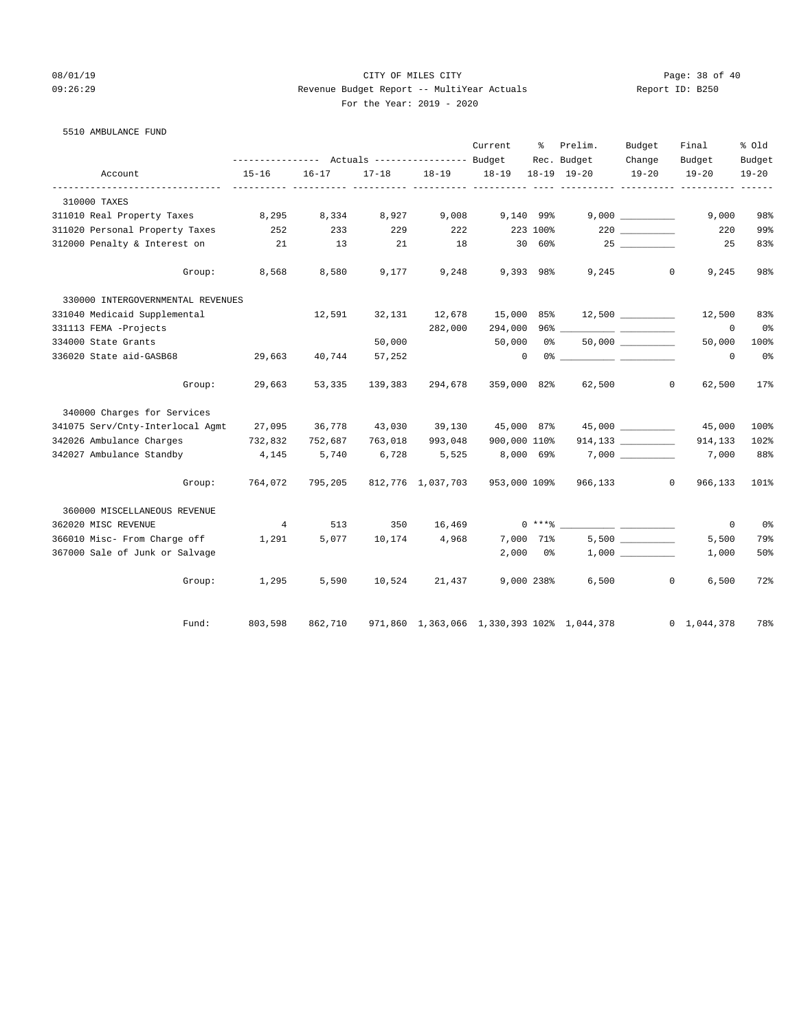CITY OF MILES CITY
Revenue Budget Report -- MultiYear Actuals
For the Year: 2019 - 2020

5510 AMBULANCE FUND

| Account | Actuals 15-16 | Actuals 16-17 | Actuals 17-18 | Actuals 18-19 | Current Budget 18-19 | % Rec. 18-19 | Prelim. Budget 19-20 | Budget Change 19-20 | Final Budget 19-20 | % Old Budget 19-20 |
|---|---|---|---|---|---|---|---|---|---|---|
| **310000 TAXES** | | | | | | | | | | |
| 311010 Real Property Taxes | 8,295 | 8,334 | 8,927 | 9,008 | 9,140 | 99% | 9,000 | __________ | 9,000 | 98% |
| 311020 Personal Property Taxes | 252 | 233 | 229 | 222 | 223 | 100% | 220 | __________ | 220 | 99% |
| 312000 Penalty & Interest on | 21 | 13 | 21 | 18 | 30 | 60% | 25 | __________ | 25 | 83% |
| Group: | 8,568 | 8,580 | 9,177 | 9,248 | 9,393 | 98% | 9,245 | 0 | 9,245 | 98% |
| **330000 INTERGOVERNMENTAL REVENUES** | | | | | | | | | | |
| 331040 Medicaid Supplemental | | 12,591 | 32,131 | 12,678 | 15,000 | 85% | 12,500 | __________ | 12,500 | 83% |
| 331113 FEMA -Projects | | | | 282,000 | 294,000 | 96% | __________ | __________ | 0 | 0% |
| 334000 State Grants | | | 50,000 | | 50,000 | 0% | 50,000 | __________ | 50,000 | 100% |
| 336020 State aid-GASB68 | 29,663 | 40,744 | 57,252 | | 0 | 0% | __________ | __________ | 0 | 0% |
| Group: | 29,663 | 53,335 | 139,383 | 294,678 | 359,000 | 82% | 62,500 | 0 | 62,500 | 17% |
| **340000 Charges for Services** | | | | | | | | | | |
| 341075 Serv/Cnty-Interlocal Agmt | 27,095 | 36,778 | 43,030 | 39,130 | 45,000 | 87% | 45,000 | __________ | 45,000 | 100% |
| 342026 Ambulance Charges | 732,832 | 752,687 | 763,018 | 993,048 | 900,000 | 110% | 914,133 | __________ | 914,133 | 102% |
| 342027 Ambulance Standby | 4,145 | 5,740 | 6,728 | 5,525 | 8,000 | 69% | 7,000 | __________ | 7,000 | 88% |
| Group: | 764,072 | 795,205 | 812,776 | 1,037,703 | 953,000 | 109% | 966,133 | 0 | 966,133 | 101% |
| **360000 MISCELLANEOUS REVENUE** | | | | | | | | | | |
| 362020 MISC REVENUE | 4 | 513 | 350 | 16,469 | 0 | ***% | __________ | __________ | 0 | 0% |
| 366010 Misc- From Charge off | 1,291 | 5,077 | 10,174 | 4,968 | 7,000 | 71% | 5,500 | __________ | 5,500 | 79% |
| 367000 Sale of Junk or Salvage | | | | | 2,000 | 0% | 1,000 | __________ | 1,000 | 50% |
| Group: | 1,295 | 5,590 | 10,524 | 21,437 | 9,000 | 238% | 6,500 | 0 | 6,500 | 72% |
| Fund: | 803,598 | 862,710 | 971,860 | 1,363,066 | 1,330,393 | 102% | 1,044,378 | 0 | 1,044,378 | 78% |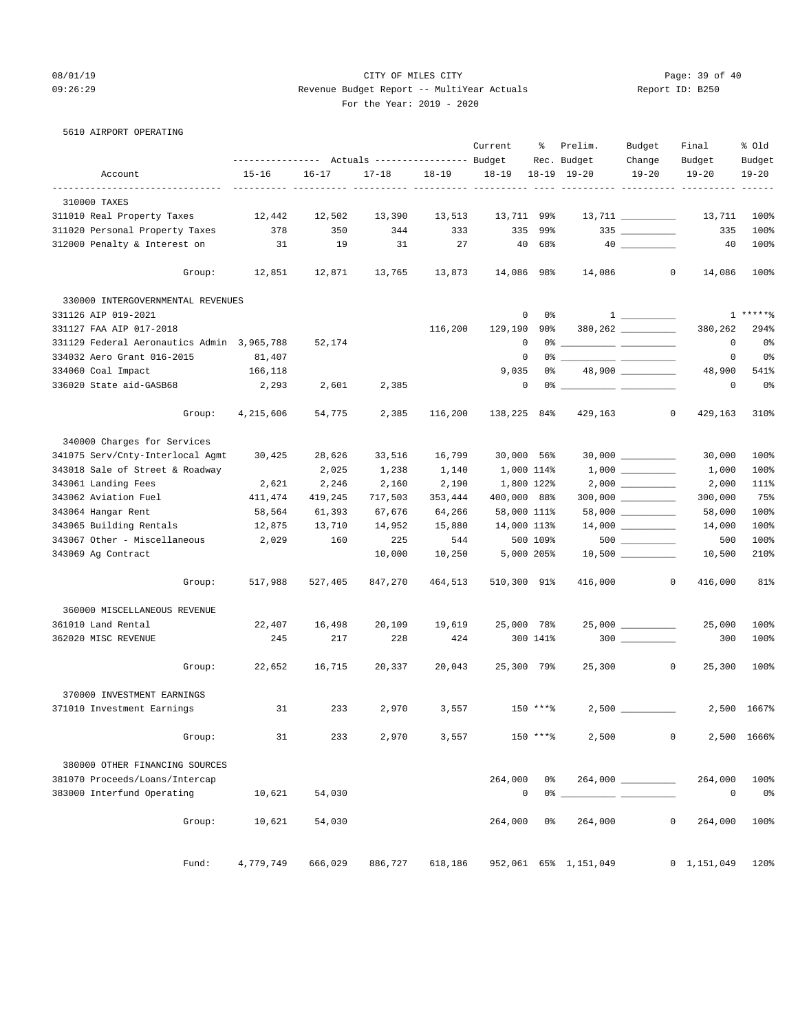CITY OF MILES CITY

Revenue Budget Report -- MultiYear Actuals

For the Year: 2019 - 2020

08/01/19 09:26:29 — Report ID: B250

5610 AIRPORT OPERATING

| Account | Actuals 15-16 | Actuals 16-17 | Actuals 17-18 | Actuals 18-19 | Current Budget 18-19 | % Rec. 18-19 | Prelim. Budget 19-20 | Budget Change 19-20 | Final Budget 19-20 | % Old Budget 19-20 |
|---|---|---|---|---|---|---|---|---|---|---|
| **310000 TAXES** | | | | | | | | | | |
| 311010 Real Property Taxes | 12,442 | 12,502 | 13,390 | 13,513 | 13,711 | 99% | 13,711 | | 13,711 | 100% |
| 311020 Personal Property Taxes | 378 | 350 | 344 | 333 | 335 | 99% | 335 | | 335 | 100% |
| 312000 Penalty & Interest on | 31 | 19 | 31 | 27 | 40 | 68% | 40 | | 40 | 100% |
| Group: | 12,851 | 12,871 | 13,765 | 13,873 | 14,086 | 98% | 14,086 | 0 | 14,086 | 100% |
| **330000 INTERGOVERNMENTAL REVENUES** | | | | | | | | | | |
| 331126 AIP 019-2021 | | | | | 0 | 0% | 1 | | 1 | *****% |
| 331127 FAA AIP 017-2018 | | | | 116,200 | 129,190 | 90% | 380,262 | | 380,262 | 294% |
| 331129 Federal Aeronautics Admin | 3,965,788 | 52,174 | | | 0 | 0% | | | 0 | 0% |
| 334032 Aero Grant 016-2015 | 81,407 | | | | 0 | 0% | | | 0 | 0% |
| 334060 Coal Impact | 166,118 | | | | 9,035 | 0% | 48,900 | | 48,900 | 541% |
| 336020 State aid-GASB68 | 2,293 | 2,601 | 2,385 | | 0 | 0% | | | 0 | 0% |
| Group: | 4,215,606 | 54,775 | 2,385 | 116,200 | 138,225 | 84% | 429,163 | 0 | 429,163 | 310% |
| **340000 Charges for Services** | | | | | | | | | | |
| 341075 Serv/Cnty-Interlocal Agmt | 30,425 | 28,626 | 33,516 | 16,799 | 30,000 | 56% | 30,000 | | 30,000 | 100% |
| 343018 Sale of Street & Roadway | | 2,025 | 1,238 | 1,140 | 1,000 | 114% | 1,000 | | 1,000 | 100% |
| 343061 Landing Fees | 2,621 | 2,246 | 2,160 | 2,190 | 1,800 | 122% | 2,000 | | 2,000 | 111% |
| 343062 Aviation Fuel | 411,474 | 419,245 | 717,503 | 353,444 | 400,000 | 88% | 300,000 | | 300,000 | 75% |
| 343064 Hangar Rent | 58,564 | 61,393 | 67,676 | 64,266 | 58,000 | 111% | 58,000 | | 58,000 | 100% |
| 343065 Building Rentals | 12,875 | 13,710 | 14,952 | 15,880 | 14,000 | 113% | 14,000 | | 14,000 | 100% |
| 343067 Other - Miscellaneous | 2,029 | 160 | 225 | 544 | 500 | 109% | 500 | | 500 | 100% |
| 343069 Ag Contract | | | 10,000 | 10,250 | 5,000 | 205% | 10,500 | | 10,500 | 210% |
| Group: | 517,988 | 527,405 | 847,270 | 464,513 | 510,300 | 91% | 416,000 | 0 | 416,000 | 81% |
| **360000 MISCELLANEOUS REVENUE** | | | | | | | | | | |
| 361010 Land Rental | 22,407 | 16,498 | 20,109 | 19,619 | 25,000 | 78% | 25,000 | | 25,000 | 100% |
| 362020 MISC REVENUE | 245 | 217 | 228 | 424 | 300 | 141% | 300 | | 300 | 100% |
| Group: | 22,652 | 16,715 | 20,337 | 20,043 | 25,300 | 79% | 25,300 | 0 | 25,300 | 100% |
| **370000 INVESTMENT EARNINGS** | | | | | | | | | | |
| 371010 Investment Earnings | 31 | 233 | 2,970 | 3,557 | 150 | ***% | 2,500 | | 2,500 | 1667% |
| Group: | 31 | 233 | 2,970 | 3,557 | 150 | ***% | 2,500 | 0 | 2,500 | 1666% |
| **380000 OTHER FINANCING SOURCES** | | | | | | | | | | |
| 381070 Proceeds/Loans/Intercap | | | | | 264,000 | 0% | 264,000 | | 264,000 | 100% |
| 383000 Interfund Operating | 10,621 | 54,030 | | | 0 | 0% | | | 0 | 0% |
| Group: | 10,621 | 54,030 | | | 264,000 | 0% | 264,000 | 0 | 264,000 | 100% |
| Fund: | 4,779,749 | 666,029 | 886,727 | 618,186 | 952,061 | 65% | 1,151,049 | 0 | 1,151,049 | 120% |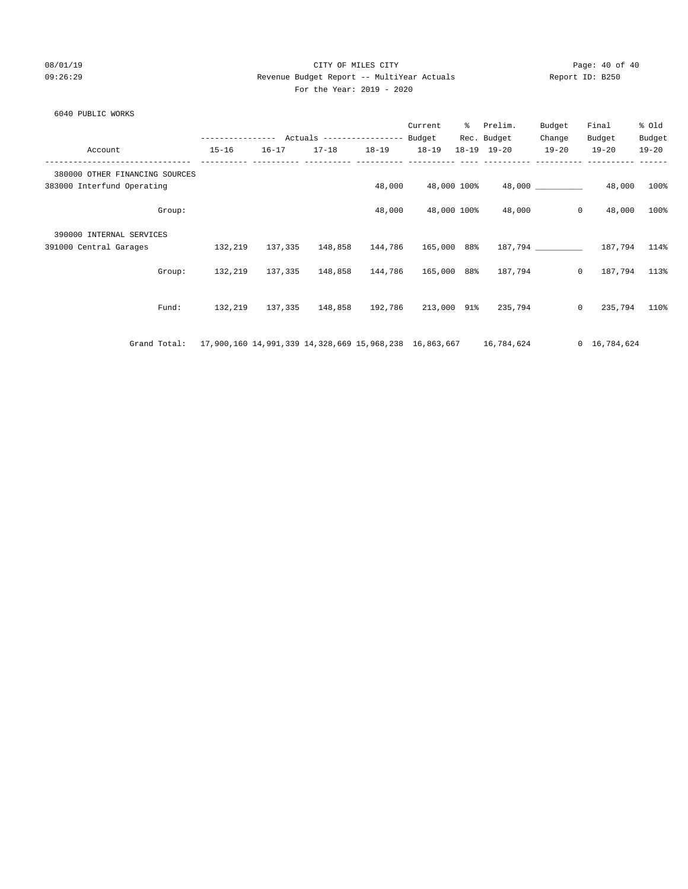08/01/19 CITY OF MILES CITY
09:26:29 Revenue Budget Report -- MultiYear Actuals Report ID: B250
For the Year: 2019 - 2020

6040 PUBLIC WORKS

| Account | Actuals 15-16 | Actuals 16-17 | Actuals 17-18 | Actuals 18-19 | Current Budget 18-19 | % Rec. 18-19 | Prelim. Budget 19-20 | Budget Change 19-20 | Final Budget 19-20 | % Old Budget 19-20 |
|---|---|---|---|---|---|---|---|---|---|---|
| 380000 OTHER FINANCING SOURCES | | | | | | | | | | |
| 383000 Interfund Operating | | | | 48,000 | 48,000 | 100% | 48,000 | __________ | 48,000 | 100% |
| Group: | | | | 48,000 | 48,000 | 100% | 48,000 | 0 | 48,000 | 100% |
| 390000 INTERNAL SERVICES | | | | | | | | | | |
| 391000 Central Garages | 132,219 | 137,335 | 148,858 | 144,786 | 165,000 | 88% | 187,794 | __________ | 187,794 | 114% |
| Group: | 132,219 | 137,335 | 148,858 | 144,786 | 165,000 | 88% | 187,794 | 0 | 187,794 | 113% |
| Fund: | 132,219 | 137,335 | 148,858 | 192,786 | 213,000 | 91% | 235,794 | 0 | 235,794 | 110% |
| Grand Total: | 17,900,160 | 14,991,339 | 14,328,669 | 15,968,238 | 16,863,667 | | 16,784,624 | 0 | 16,784,624 | |